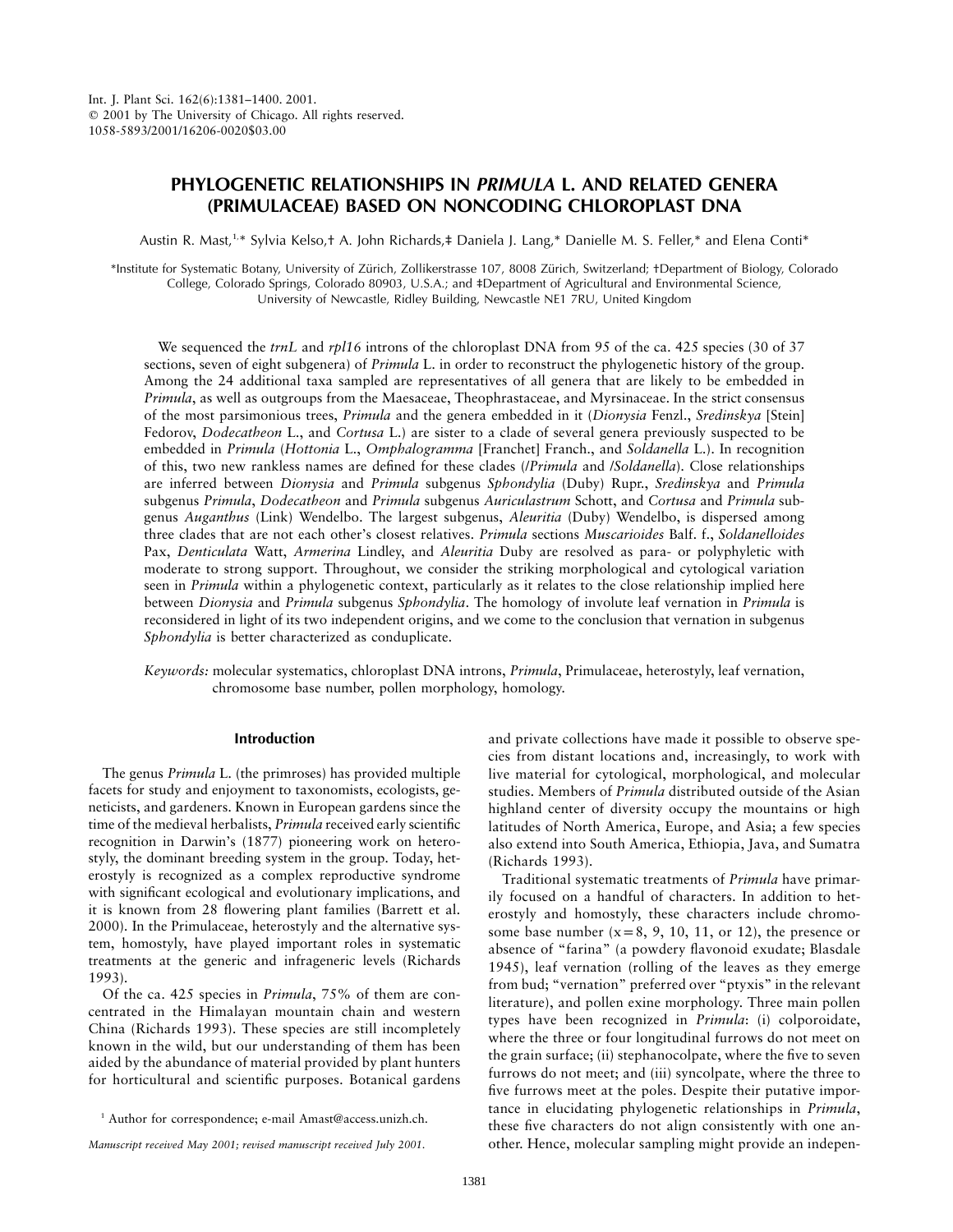# PHYLOGENETIC RELATIONSHIPS IN *PRIMULA* L. AND RELATED GENERA (PRIMULACEAE) BASED ON NONCODING CHLOROPLAST DNA

Austin R. Mast,[1,*] Sylvia Kelso,[†] A. John Richards,[‡] Daniela J. Lang,[*] Danielle M. S. Feller,[*] and Elena Conti[*]

[*]Institute for Systematic Botany, University of Zürich, Zollikerstrasse 107, 8008 Zürich, Switzerland; [†]Department of Biology, Colorado College, Colorado Springs, Colorado 80903, U.S.A.; and [‡]Department of Agricultural and Environmental Science, University of Newcastle, Ridley Building, Newcastle NE1 7RU, United Kingdom

We sequenced the *trnL* and *rpl16* introns of the chloroplast DNA from 95 of the ca. 425 species (30 of 37 sections, seven of eight subgenera) of *Primula* L. in order to reconstruct the phylogenetic history of the group. Among the 24 additional taxa sampled are representatives of all genera that are likely to be embedded in *Primula*, as well as outgroups from the Maesaceae, Theophrastaceae, and Myrsinaceae. In the strict consensus of the most parsimonious trees, *Primula* and the genera embedded in it (*Dionysia* Fenzl., *Sredinskya* [Stein] Fedorov, *Dodecatheon* L., and *Cortusa* L.) are sister to a clade of several genera previously suspected to be embedded in *Primula* (*Hottonia* L., *Omphalogramma* [Franchet] Franch., and *Soldanella* L.). In recognition of this, two new rankless names are defined for these clades (*/Primula* and */Soldanella*). Close relationships are inferred between *Dionysia* and *Primula* subgenus *Sphondylia* (Duby) Rupr., *Sredinskya* and *Primula* subgenus *Primula*, *Dodecatheon* and *Primula* subgenus *Auriculastrum* Schott, and *Cortusa* and *Primula* subgenus *Auganthus* (Link) Wendelbo. The largest subgenus, *Aleuritia* (Duby) Wendelbo, is dispersed among three clades that are not each other's closest relatives. *Primula* sections *Muscarioides* Balf. f., *Soldanelloides* Pax, *Denticulata* Watt, *Armerina* Lindley, and *Aleuritia* Duby are resolved as para- or polyphyletic with moderate to strong support. Throughout, we consider the striking morphological and cytological variation seen in *Primula* within a phylogenetic context, particularly as it relates to the close relationship implied here between *Dionysia* and *Primula* subgenus *Sphondylia*. The homology of involute leaf vernation in *Primula* is reconsidered in light of its two independent origins, and we come to the conclusion that vernation in subgenus *Sphondylia* is better characterized as conduplicate.

*Keywords:* molecular systematics, chloroplast DNA introns, *Primula*, Primulaceae, heterostyly, leaf vernation, chromosome base number, pollen morphology, homology.

## Introduction

The genus *Primula* L. (the primroses) has provided multiple facets for study and enjoyment to taxonomists, ecologists, geneticists, and gardeners. Known in European gardens since the time of the medieval herbalists, *Primula* received early scientific recognition in Darwin's (1877) pioneering work on heterostyly, the dominant breeding system in the group. Today, heterostyly is recognized as a complex reproductive syndrome with significant ecological and evolutionary implications, and it is known from 28 flowering plant families (Barrett et al. 2000). In the Primulaceae, heterostyly and the alternative system, homostyly, have played important roles in systematic treatments at the generic and infrageneric levels (Richards 1993).

Of the ca. 425 species in *Primula*, 75% of them are concentrated in the Himalayan mountain chain and western China (Richards 1993). These species are still incompletely known in the wild, but our understanding of them has been aided by the abundance of material provided by plant hunters for horticultural and scientific purposes. Botanical gardens and private collections have made it possible to observe species from distant locations and, increasingly, to work with live material for cytological, morphological, and molecular studies. Members of *Primula* distributed outside of the Asian highland center of diversity occupy the mountains or high latitudes of North America, Europe, and Asia; a few species also extend into South America, Ethiopia, Java, and Sumatra (Richards 1993).

Traditional systematic treatments of *Primula* have primarily focused on a handful of characters. In addition to heterostyly and homostyly, these characters include chromosome base number ($x = 8$, 9, 10, 11, or 12), the presence or absence of "farina" (a powdery flavonoid exudate; Blasdale 1945), leaf vernation (rolling of the leaves as they emerge from bud; "vernation" preferred over "ptyxis" in the relevant literature), and pollen exine morphology. Three main pollen types have been recognized in *Primula*: (i) colporoidate, where the three or four longitudinal furrows do not meet on the grain surface; (ii) stephanocolpate, where the five to seven furrows do not meet; and (iii) syncolpate, where the three to five furrows meet at the poles. Despite their putative importance in elucidating phylogenetic relationships in *Primula*, these five characters do not align consistently with one another. Hence, molecular sampling might provide an indepen-

[1] Author for correspondence; e-mail Amast@access.unizh.ch.

*Manuscript received May 2001; revised manuscript received July 2001.*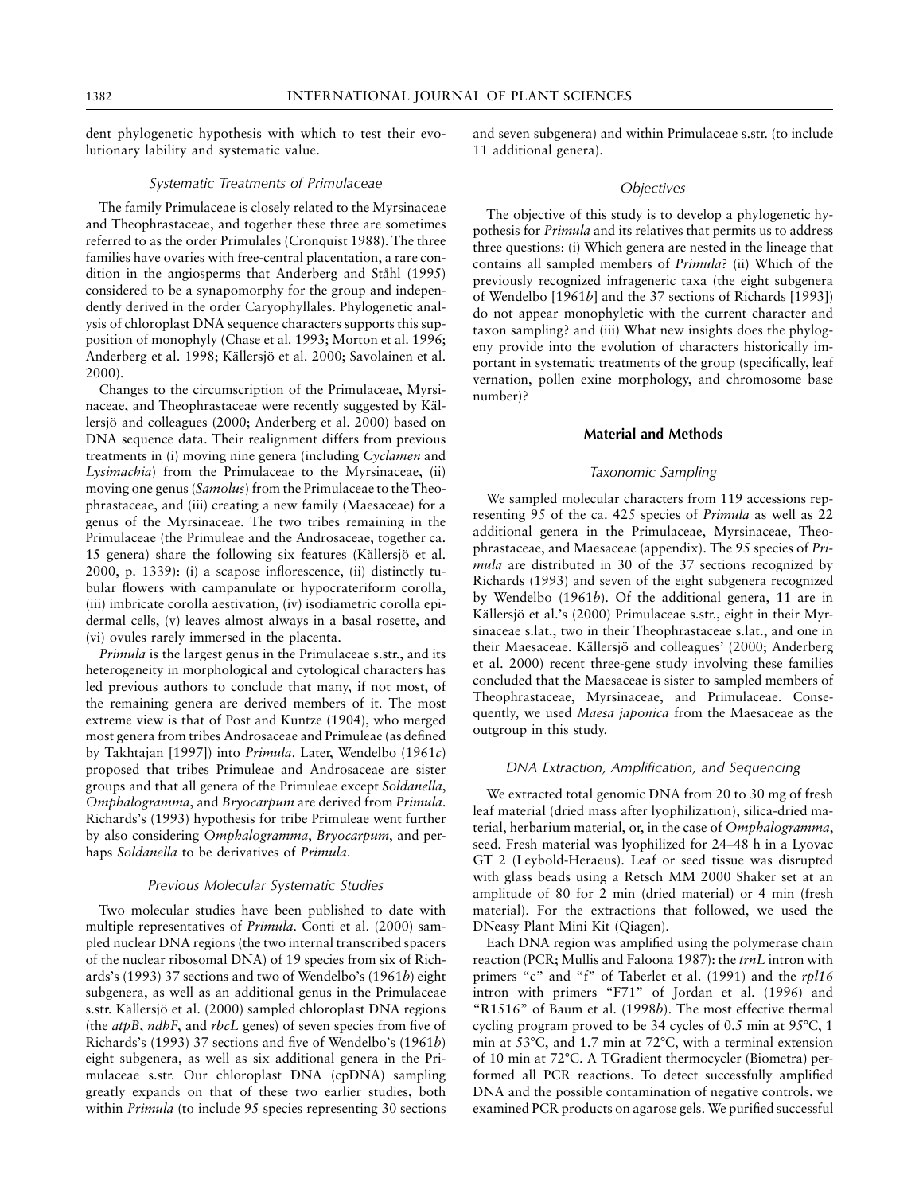dent phylogenetic hypothesis with which to test their evolutionary lability and systematic value.

### *Systematic Treatments of Primulaceae*

The family Primulaceae is closely related to the Myrsinaceae and Theophrastaceae, and together these three are sometimes referred to as the order Primulales (Cronquist 1988). The three families have ovaries with free-central placentation, a rare condition in the angiosperms that Anderberg and Ståhl (1995) considered to be a synapomorphy for the group and independently derived in the order Caryophyllales. Phylogenetic analysis of chloroplast DNA sequence characters supports this supposition of monophyly (Chase et al. 1993; Morton et al. 1996; Anderberg et al. 1998; Källersjö et al. 2000; Savolainen et al. 2000).

Changes to the circumscription of the Primulaceae, Myrsinaceae, and Theophrastaceae were recently suggested by Källersjö and colleagues (2000; Anderberg et al. 2000) based on DNA sequence data. Their realignment differs from previous treatments in (i) moving nine genera (including *Cyclamen* and *Lysimachia*) from the Primulaceae to the Myrsinaceae, (ii) moving one genus (*Samolus*) from the Primulaceae to the Theophrastaceae, and (iii) creating a new family (Maesaceae) for a genus of the Myrsinaceae. The two tribes remaining in the Primulaceae (the Primuleae and the Androsaceae, together ca. 15 genera) share the following six features (Källersjö et al. 2000, p. 1339): (i) a scapose inflorescence, (ii) distinctly tubular flowers with campanulate or hypocrateriform corolla, (iii) imbricate corolla aestivation, (iv) isodiametric corolla epidermal cells, (v) leaves almost always in a basal rosette, and (vi) ovules rarely immersed in the placenta.

*Primula* is the largest genus in the Primulaceae s.str., and its heterogeneity in morphological and cytological characters has led previous authors to conclude that many, if not most, of the remaining genera are derived members of it. The most extreme view is that of Post and Kuntze (1904), who merged most genera from tribes Androsaceae and Primuleae (as defined by Takhtajan [1997]) into *Primula*. Later, Wendelbo (1961*c*) proposed that tribes Primuleae and Androsaceae are sister groups and that all genera of the Primuleae except *Soldanella*, *Omphalogramma*, and *Bryocarpum* are derived from *Primula*. Richards's (1993) hypothesis for tribe Primuleae went further by also considering *Omphalogramma*, *Bryocarpum*, and perhaps *Soldanella* to be derivatives of *Primula*.

### *Previous Molecular Systematic Studies*

Two molecular studies have been published to date with multiple representatives of *Primula*. Conti et al. (2000) sampled nuclear DNA regions (the two internal transcribed spacers of the nuclear ribosomal DNA) of 19 species from six of Richards's (1993) 37 sections and two of Wendelbo's (1961*b*) eight subgenera, as well as an additional genus in the Primulaceae s.str. Källersjö et al. (2000) sampled chloroplast DNA regions (the *atpB*, *ndhF*, and *rbcL* genes) of seven species from five of Richards's (1993) 37 sections and five of Wendelbo's (1961*b*) eight subgenera, as well as six additional genera in the Primulaceae s.str. Our chloroplast DNA (cpDNA) sampling greatly expands on that of these two earlier studies, both within *Primula* (to include 95 species representing 30 sections and seven subgenera) and within Primulaceae s.str. (to include 11 additional genera).

### *Objectives*

The objective of this study is to develop a phylogenetic hypothesis for *Primula* and its relatives that permits us to address three questions: (i) Which genera are nested in the lineage that contains all sampled members of *Primula*? (ii) Which of the previously recognized infrageneric taxa (the eight subgenera of Wendelbo [1961*b*] and the 37 sections of Richards [1993]) do not appear monophyletic with the current character and taxon sampling? and (iii) What new insights does the phylogeny provide into the evolution of characters historically important in systematic treatments of the group (specifically, leaf vernation, pollen exine morphology, and chromosome base number)?

## Material and Methods

### *Taxonomic Sampling*

We sampled molecular characters from 119 accessions representing 95 of the ca. 425 species of *Primula* as well as 22 additional genera in the Primulaceae, Myrsinaceae, Theophrastaceae, and Maesaceae (appendix). The 95 species of *Primula* are distributed in 30 of the 37 sections recognized by Richards (1993) and seven of the eight subgenera recognized by Wendelbo (1961*b*). Of the additional genera, 11 are in Källersjö et al.'s (2000) Primulaceae s.str., eight in their Myrsinaceae s.lat., two in their Theophrastaceae s.lat., and one in their Maesaceae. Källersjö and colleagues' (2000; Anderberg et al. 2000) recent three-gene study involving these families concluded that the Maesaceae is sister to sampled members of Theophrastaceae, Myrsinaceae, and Primulaceae. Consequently, we used *Maesa japonica* from the Maesaceae as the outgroup in this study.

### *DNA Extraction, Amplification, and Sequencing*

We extracted total genomic DNA from 20 to 30 mg of fresh leaf material (dried mass after lyophilization), silica-dried material, herbarium material, or, in the case of *Omphalogramma*, seed. Fresh material was lyophilized for 24–48 h in a Lyovac GT 2 (Leybold-Heraeus). Leaf or seed tissue was disrupted with glass beads using a Retsch MM 2000 Shaker set at an amplitude of 80 for 2 min (dried material) or 4 min (fresh material). For the extractions that followed, we used the DNeasy Plant Mini Kit (Qiagen).

Each DNA region was amplified using the polymerase chain reaction (PCR; Mullis and Faloona 1987): the *trnL* intron with primers "c" and "f" of Taberlet et al. (1991) and the *rpl16* intron with primers "F71" of Jordan et al. (1996) and "R1516" of Baum et al. (1998*b*). The most effective thermal cycling program proved to be 34 cycles of 0.5 min at 95°C, 1 min at 53°C, and 1.7 min at 72°C, with a terminal extension of 10 min at 72°C. A TGradient thermocycler (Biometra) performed all PCR reactions. To detect successfully amplified DNA and the possible contamination of negative controls, we examined PCR products on agarose gels. We purified successful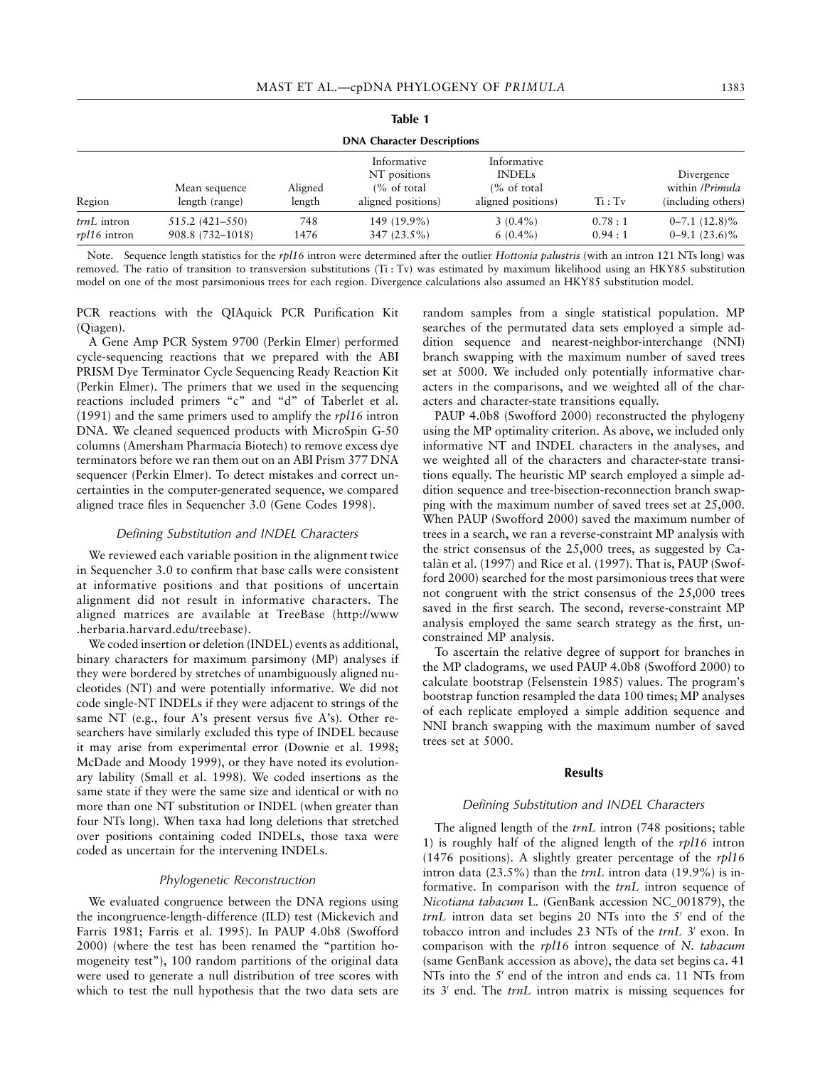**Table 1**

**DNA Character Descriptions**

| Region | Mean sequence length (range) | Aligned length | Informative NT positions (% of total aligned positions) | Informative INDELs (% of total aligned positions) | Ti : Tv | Divergence within /*Primula* (including others) |
|---|---|---|---|---|---|---|
| *trnL* intron | 515.2 (421–550) | 748 | 149 (19.9%) | 3 (0.4%) | 0.78 : 1 | 0–7.1 (12.8)% |
| *rpl16* intron | 908.8 (732–1018) | 1476 | 347 (23.5%) | 6 (0.4%) | 0.94 : 1 | 0–9.1 (23.6)% |

Note. Sequence length statistics for the *rpl16* intron were determined after the outlier *Hottonia palustris* (with an intron 121 NTs long) was removed. The ratio of transition to transversion substitutions (Ti : Tv) was estimated by maximum likelihood using an HKY85 substitution model on one of the most parsimonious trees for each region. Divergence calculations also assumed an HKY85 substitution model.

PCR reactions with the QIAquick PCR Purification Kit (Qiagen).

A Gene Amp PCR System 9700 (Perkin Elmer) performed cycle-sequencing reactions that we prepared with the ABI PRISM Dye Terminator Cycle Sequencing Ready Reaction Kit (Perkin Elmer). The primers that we used in the sequencing reactions included primers "c" and "d" of Taberlet et al. (1991) and the same primers used to amplify the *rpl16* intron DNA. We cleaned sequenced products with MicroSpin G-50 columns (Amersham Pharmacia Biotech) to remove excess dye terminators before we ran them out on an ABI Prism 377 DNA sequencer (Perkin Elmer). To detect mistakes and correct uncertainties in the computer-generated sequence, we compared aligned trace files in Sequencher 3.0 (Gene Codes 1998).

### *Defining Substitution and INDEL Characters*

We reviewed each variable position in the alignment twice in Sequencher 3.0 to confirm that base calls were consistent at informative positions and that positions of uncertain alignment did not result in informative characters. The aligned matrices are available at TreeBase (http://www.herbaria.harvard.edu/treebase).

We coded insertion or deletion (INDEL) events as additional, binary characters for maximum parsimony (MP) analyses if they were bordered by stretches of unambiguously aligned nucleotides (NT) and were potentially informative. We did not code single-NT INDELs if they were adjacent to strings of the same NT (e.g., four A's present versus five A's). Other researchers have similarly excluded this type of INDEL because it may arise from experimental error (Downie et al. 1998; McDade and Moody 1999), or they have noted its evolutionary lability (Small et al. 1998). We coded insertions as the same state if they were the same size and identical or with no more than one NT substitution or INDEL (when greater than four NTs long). When taxa had long deletions that stretched over positions containing coded INDELs, those taxa were coded as uncertain for the intervening INDELs.

### *Phylogenetic Reconstruction*

We evaluated congruence between the DNA regions using the incongruence-length-difference (ILD) test (Mickevich and Farris 1981; Farris et al. 1995). In PAUP 4.0b8 (Swofford 2000) (where the test has been renamed the "partition homogeneity test"), 100 random partitions of the original data were used to generate a null distribution of tree scores with which to test the null hypothesis that the two data sets are random samples from a single statistical population. MP searches of the permutated data sets employed a simple addition sequence and nearest-neighbor-interchange (NNI) branch swapping with the maximum number of saved trees set at 5000. We included only potentially informative characters in the comparisons, and we weighted all of the characters and character-state transitions equally.

PAUP 4.0b8 (Swofford 2000) reconstructed the phylogeny using the MP optimality criterion. As above, we included only informative NT and INDEL characters in the analyses, and we weighted all of the characters and character-state transitions equally. The heuristic MP search employed a simple addition sequence and tree-bisection-reconnection branch swapping with the maximum number of saved trees set at 25,000. When PAUP (Swofford 2000) saved the maximum number of trees in a search, we ran a reverse-constraint MP analysis with the strict consensus of the 25,000 trees, as suggested by Catalàn et al. (1997) and Rice et al. (1997). That is, PAUP (Swofford 2000) searched for the most parsimonious trees that were not congruent with the strict consensus of the 25,000 trees saved in the first search. The second, reverse-constraint MP analysis employed the same search strategy as the first, unconstrained MP analysis.

To ascertain the relative degree of support for branches in the MP cladograms, we used PAUP 4.0b8 (Swofford 2000) to calculate bootstrap (Felsenstein 1985) values. The program's bootstrap function resampled the data 100 times; MP analyses of each replicate employed a simple addition sequence and NNI branch swapping with the maximum number of saved trees set at 5000.

## Results

### *Defining Substitution and INDEL Characters*

The aligned length of the *trnL* intron (748 positions; table 1) is roughly half of the aligned length of the *rpl16* intron (1476 positions). A slightly greater percentage of the *rpl16* intron data (23.5%) than the *trnL* intron data (19.9%) is informative. In comparison with the *trnL* intron sequence of *Nicotiana tabacum* L. (GenBank accession NC_001879), the *trnL* intron data set begins 20 NTs into the 5′ end of the tobacco intron and includes 23 NTs of the *trnL* 3′ exon. In comparison with the *rpl16* intron sequence of *N. tabacum* (same GenBank accession as above), the data set begins ca. 41 NTs into the 5′ end of the intron and ends ca. 11 NTs from its 3′ end. The *trnL* intron matrix is missing sequences for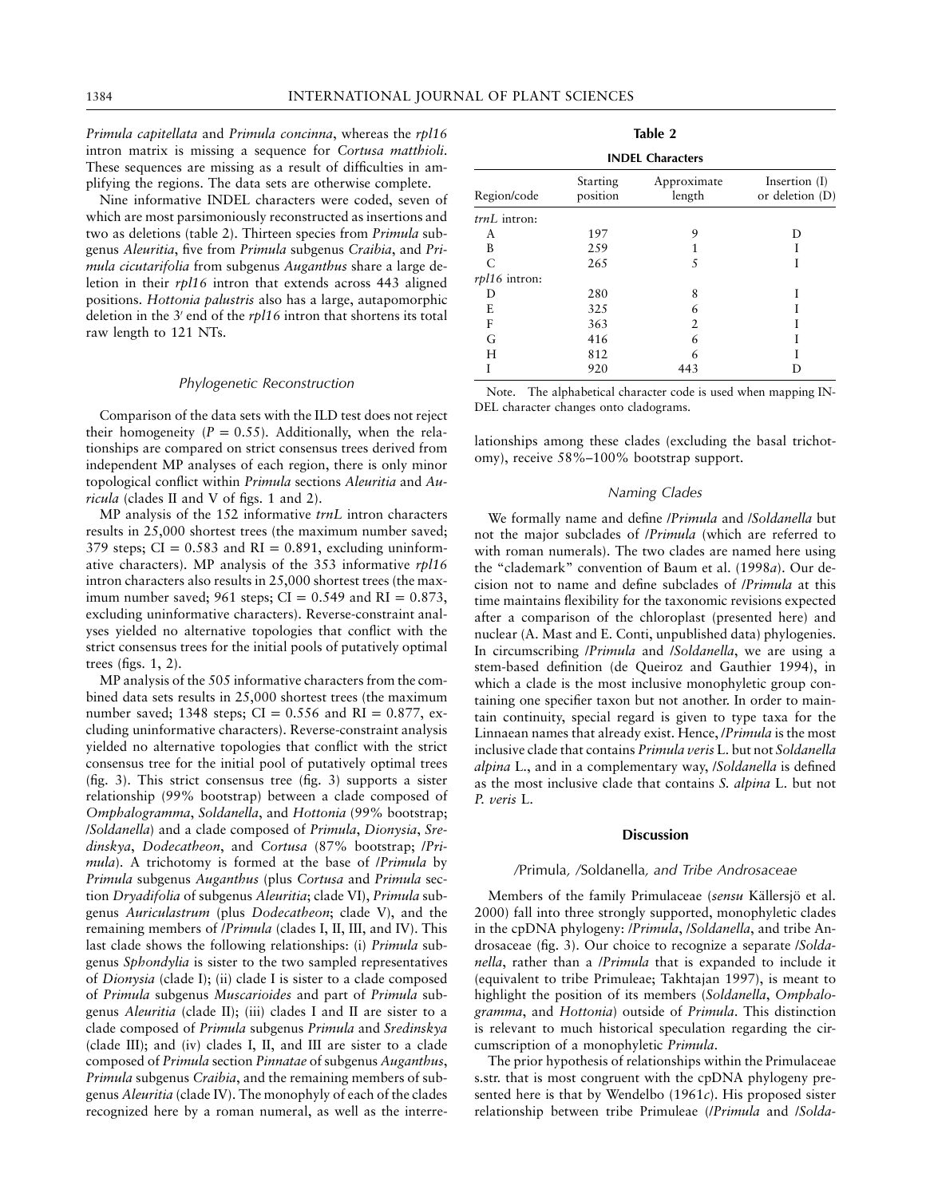*Primula capitellata* and *Primula concinna*, whereas the *rpl16* intron matrix is missing a sequence for *Cortusa matthioli*. These sequences are missing as a result of difficulties in amplifying the regions. The data sets are otherwise complete.

Nine informative INDEL characters were coded, seven of which are most parsimoniously reconstructed as insertions and two as deletions (table 2). Thirteen species from *Primula* subgenus *Aleuritia*, five from *Primula* subgenus *Craibia*, and *Primula cicutarifolia* from subgenus *Auganthus* share a large deletion in their *rpl16* intron that extends across 443 aligned positions. *Hottonia palustris* also has a large, autapomorphic deletion in the 3′ end of the *rpl16* intron that shortens its total raw length to 121 NTs.

### Phylogenetic Reconstruction

Comparison of the data sets with the ILD test does not reject their homogeneity ($P = 0.55$). Additionally, when the relationships are compared on strict consensus trees derived from independent MP analyses of each region, there is only minor topological conflict within *Primula* sections *Aleuritia* and *Auricula* (clades II and V of figs. 1 and 2).

MP analysis of the 152 informative *trnL* intron characters results in 25,000 shortest trees (the maximum number saved; 379 steps; $CI = 0.583$ and $RI = 0.891$, excluding uninformative characters). MP analysis of the 353 informative *rpl16* intron characters also results in 25,000 shortest trees (the maximum number saved; 961 steps; $CI = 0.549$ and $RI = 0.873$, excluding uninformative characters). Reverse-constraint analyses yielded no alternative topologies that conflict with the strict consensus trees for the initial pools of putatively optimal trees (figs. 1, 2).

MP analysis of the 505 informative characters from the combined data sets results in 25,000 shortest trees (the maximum number saved; 1348 steps; $CI = 0.556$ and $RI = 0.877$, excluding uninformative characters). Reverse-constraint analysis yielded no alternative topologies that conflict with the strict consensus tree for the initial pool of putatively optimal trees (fig. 3). This strict consensus tree (fig. 3) supports a sister relationship (99% bootstrap) between a clade composed of *Omphalogramma*, *Soldanella*, and *Hottonia* (99% bootstrap; /*Soldanella*) and a clade composed of *Primula*, *Dionysia*, *Sredinskya*, *Dodecatheon*, and *Cortusa* (87% bootstrap; /*Primula*). A trichotomy is formed at the base of /*Primula* by *Primula* subgenus *Auganthus* (plus *Cortusa* and *Primula* section *Dryadifolia* of subgenus *Aleuritia*; clade VI), *Primula* subgenus *Auriculastrum* (plus *Dodecatheon*; clade V), and the remaining members of /*Primula* (clades I, II, III, and IV). This last clade shows the following relationships: (i) *Primula* subgenus *Sphondylia* is sister to the two sampled representatives of *Dionysia* (clade I); (ii) clade I is sister to a clade composed of *Primula* subgenus *Muscarioides* and part of *Primula* subgenus *Aleuritia* (clade II); (iii) clades I and II are sister to a clade composed of *Primula* subgenus *Primula* and *Sredinskya* (clade III); and (iv) clades I, II, and III are sister to a clade composed of *Primula* section *Pinnatae* of subgenus *Auganthus*, *Primula* subgenus *Craibia*, and the remaining members of subgenus *Aleuritia* (clade IV). The monophyly of each of the clades recognized here by a roman numeral, as well as the interrelationships among these clades (excluding the basal trichotomy), receive 58%–100% bootstrap support.

**Table 2**

**INDEL Characters**

| Region/code | Starting position | Approximate length | Insertion (I) or deletion (D) |
|---|---|---|---|
| *trnL* intron: | | | |
| A | 197 | 9 | D |
| B | 259 | 1 | I |
| C | 265 | 5 | I |
| *rpl16* intron: | | | |
| D | 280 | 8 | I |
| E | 325 | 6 | I |
| F | 363 | 2 | I |
| G | 416 | 6 | I |
| H | 812 | 6 | I |
| I | 920 | 443 | D |

Note. The alphabetical character code is used when mapping INDEL character changes onto cladograms.

### Naming Clades

We formally name and define /*Primula* and /*Soldanella* but not the major subclades of /*Primula* (which are referred to with roman numerals). The two clades are named here using the "clademark" convention of Baum et al. (1998*a*). Our decision not to name and define subclades of /*Primula* at this time maintains flexibility for the taxonomic revisions expected after a comparison of the chloroplast (presented here) and nuclear (A. Mast and E. Conti, unpublished data) phylogenies. In circumscribing /*Primula* and /*Soldanella*, we are using a stem-based definition (de Queiroz and Gauthier 1994), in which a clade is the most inclusive monophyletic group containing one specifier taxon but not another. In order to maintain continuity, special regard is given to type taxa for the Linnaean names that already exist. Hence, /*Primula* is the most inclusive clade that contains *Primula veris* L. but not *Soldanella alpina* L., and in a complementary way, /*Soldanella* is defined as the most inclusive clade that contains *S. alpina* L. but not *P. veris* L.

## Discussion

### /*Primula*, /*Soldanella*, and Tribe Androsaceae

Members of the family Primulaceae (*sensu* Källersjö et al. 2000) fall into three strongly supported, monophyletic clades in the cpDNA phylogeny: /*Primula*, /*Soldanella*, and tribe Androsaceae (fig. 3). Our choice to recognize a separate /*Soldanella*, rather than a /*Primula* that is expanded to include it (equivalent to tribe Primuleae; Takhtajan 1997), is meant to highlight the position of its members (*Soldanella*, *Omphalogramma*, and *Hottonia*) outside of *Primula*. This distinction is relevant to much historical speculation regarding the circumscription of a monophyletic *Primula*.

The prior hypothesis of relationships within the Primulaceae s.str. that is most congruent with the cpDNA phylogeny presented here is that by Wendelbo (1961*c*). His proposed sister relationship between tribe Primuleae (/*Primula* and /*Solda-*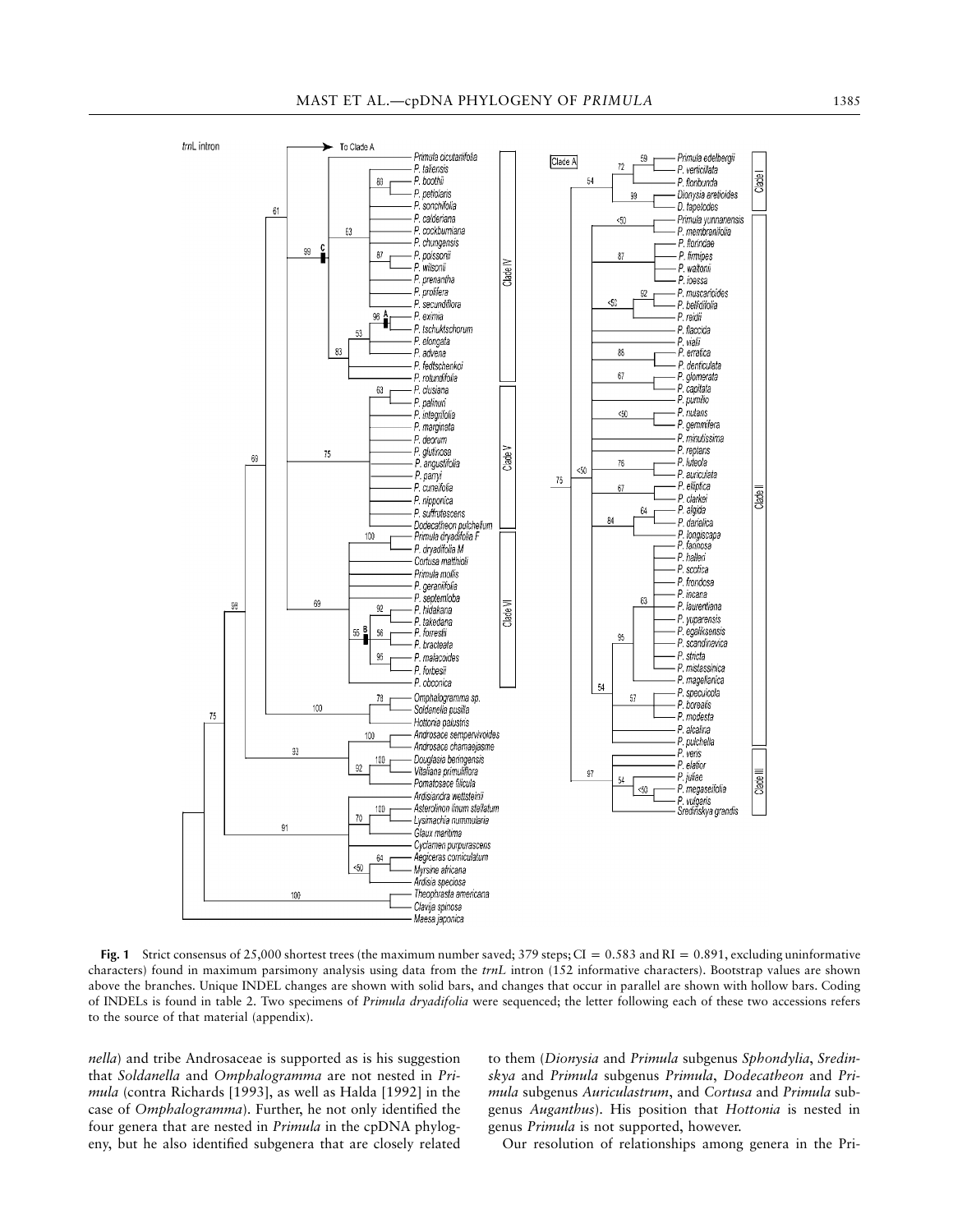**Fig. 1** Strict consensus of 25,000 shortest trees (the maximum number saved; 379 steps; CI = 0.583 and RI = 0.891, excluding uninformative characters) found in maximum parsimony analysis using data from the *trnL* intron (152 informative characters). Bootstrap values are shown above the branches. Unique INDEL changes are shown with solid bars, and changes that occur in parallel are shown with hollow bars. Coding of INDELs is found in table 2. Two specimens of *Primula dryadifolia* were sequenced; the letter following each of these two accessions refers to the source of that material (appendix).

*nella*) and tribe Androsaceae is supported as is his suggestion that *Soldanella* and *Omphalogramma* are not nested in *Primula* (contra Richards [1993], as well as Halda [1992] in the case of *Omphalogramma*). Further, he not only identified the four genera that are nested in *Primula* in the cpDNA phylogeny, but he also identified subgenera that are closely related to them (*Dionysia* and *Primula* subgenus *Sphondylia*, *Sredinskya* and *Primula* subgenus *Primula*, *Dodecatheon* and *Primula* subgenus *Auriculastrum*, and *Cortusa* and *Primula* subgenus *Auganthus*). His position that *Hottonia* is nested in genus *Primula* is not supported, however.

Our resolution of relationships among genera in the Pri-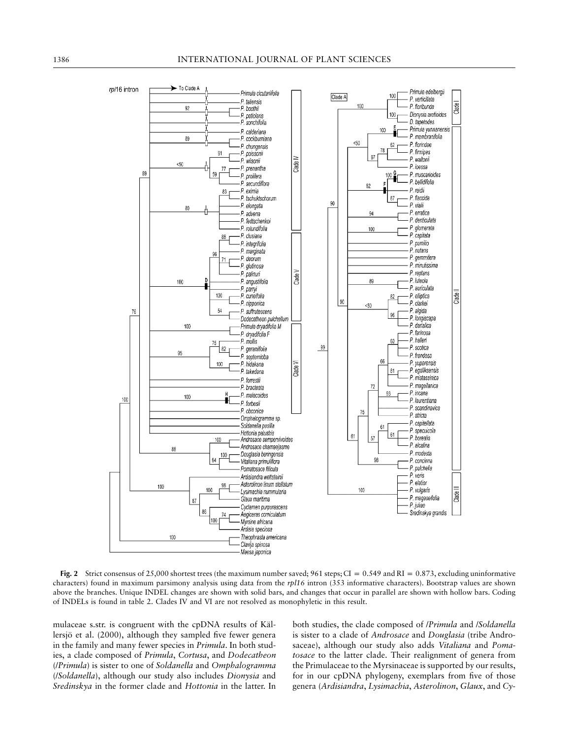**Fig. 2** Strict consensus of 25,000 shortest trees (the maximum number saved; 961 steps; CI = 0.549 and RI = 0.873, excluding uninformative characters) found in maximum parsimony analysis using data from the *rpl16* intron (353 informative characters). Bootstrap values are shown above the branches. Unique INDEL changes are shown with solid bars, and changes that occur in parallel are shown with hollow bars. Coding of INDELs is found in table 2. Clades IV and VI are not resolved as monophyletic in this result.

mulaceae s.str. is congruent with the cpDNA results of Källersjö et al. (2000), although they sampled five fewer genera in the family and many fewer species in *Primula*. In both studies, a clade composed of *Primula*, *Cortusa*, and *Dodecatheon* (*/Primula*) is sister to one of *Soldanella* and *Omphalogramma* (*/Soldanella*), although our study also includes *Dionysia* and *Sredinskya* in the former clade and *Hottonia* in the latter. In both studies, the clade composed of */Primula* and */Soldanella* is sister to a clade of *Androsace* and *Douglasia* (tribe Androsaceae), although our study also adds *Vitaliana* and *Pomatosace* to the latter clade. Their realignment of genera from the Primulaceae to the Myrsinaceae is supported by our results, for in our cpDNA phylogeny, exemplars from five of those genera (*Ardisiandra*, *Lysimachia*, *Asterolinon*, *Glaux*, and *Cy-*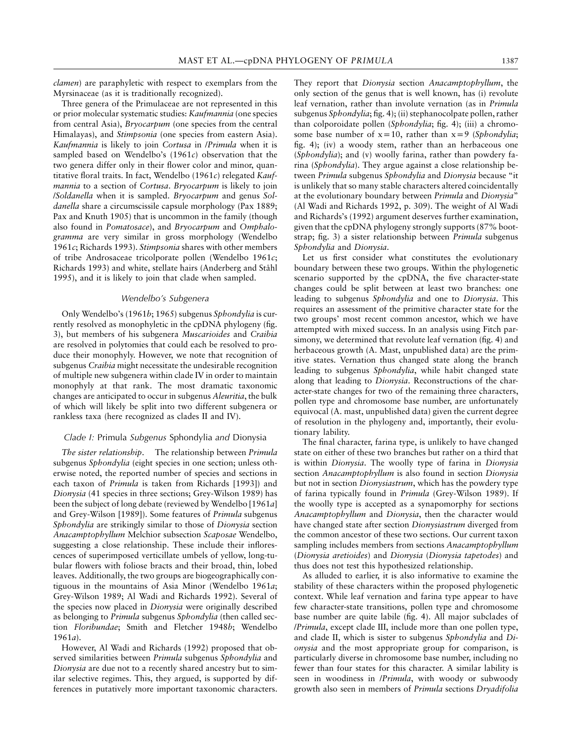*clamen*) are paraphyletic with respect to exemplars from the Myrsinaceae (as it is traditionally recognized).

Three genera of the Primulaceae are not represented in this or prior molecular systematic studies: *Kaufmannia* (one species from central Asia), *Bryocarpum* (one species from the central Himalayas), and *Stimpsonia* (one species from eastern Asia). *Kaufmannia* is likely to join *Cortusa* in /*Primula* when it is sampled based on Wendelbo's (1961*c*) observation that the two genera differ only in their flower color and minor, quantitative floral traits. In fact, Wendelbo (1961*c*) relegated *Kaufmannia* to a section of *Cortusa*. *Bryocarpum* is likely to join /*Soldanella* when it is sampled. *Bryocarpum* and genus *Soldanella* share a circumscissile capsule morphology (Pax 1889; Pax and Knuth 1905) that is uncommon in the family (though also found in *Pomatosace*), and *Bryocarpum* and *Omphalogramma* are very similar in gross morphology (Wendelbo 1961*c*; Richards 1993). *Stimpsonia* shares with other members of tribe Androsaceae tricolporate pollen (Wendelbo 1961*c*; Richards 1993) and white, stellate hairs (Anderberg and Ståhl 1995), and it is likely to join that clade when sampled.

### *Wendelbo's Subgenera*

Only Wendelbo's (1961*b*; 1965) subgenus *Sphondylia* is currently resolved as monophyletic in the cpDNA phylogeny (fig. 3), but members of his subgenera *Muscarioides* and *Craibia* are resolved in polytomies that could each be resolved to produce their monophyly. However, we note that recognition of subgenus *Craibia* might necessitate the undesirable recognition of multiple new subgenera within clade IV in order to maintain monophyly at that rank. The most dramatic taxonomic changes are anticipated to occur in subgenus *Aleuritia*, the bulk of which will likely be split into two different subgenera or rankless taxa (here recognized as clades II and IV).

### *Clade I:* Primula *Subgenus* Sphondylia *and* Dionysia

*The sister relationship.* The relationship between *Primula* subgenus *Sphondylia* (eight species in one section; unless otherwise noted, the reported number of species and sections in each taxon of *Primula* is taken from Richards [1993]) and *Dionysia* (41 species in three sections; Grey-Wilson 1989) has been the subject of long debate (reviewed by Wendelbo [1961*a*] and Grey-Wilson [1989]). Some features of *Primula* subgenus *Sphondylia* are strikingly similar to those of *Dionysia* section *Anacamptophyllum* Melchior subsection *Scaposae* Wendelbo, suggesting a close relationship. These include their inflorescences of superimposed verticillate umbels of yellow, long-tubular flowers with foliose bracts and their broad, thin, lobed leaves. Additionally, the two groups are biogeographically contiguous in the mountains of Asia Minor (Wendelbo 1961*a*; Grey-Wilson 1989; Al Wadi and Richards 1992). Several of the species now placed in *Dionysia* were originally described as belonging to *Primula* subgenus *Sphondylia* (then called section *Floribundae*; Smith and Fletcher 1948*b*; Wendelbo 1961*a*).

However, Al Wadi and Richards (1992) proposed that observed similarities between *Primula* subgenus *Sphondylia* and *Dionysia* are due not to a recently shared ancestry but to similar selective regimes. This, they argued, is supported by differences in putatively more important taxonomic characters. They report that *Dionysia* section *Anacamptophyllum*, the only section of the genus that is well known, has (i) revolute leaf vernation, rather than involute vernation (as in *Primula* subgenus *Sphondylia*; fig. 4); (ii) stephanocolpate pollen, rather than colporoidate pollen (*Sphondylia*; fig. 4); (iii) a chromosome base number of $x=10$, rather than $x=9$ (*Sphondylia*; fig. 4); (iv) a woody stem, rather than an herbaceous one (*Sphondylia*); and (v) woolly farina, rather than powdery farina (*Sphondylia*). They argue against a close relationship between *Primula* subgenus *Sphondylia* and *Dionysia* because "it is unlikely that so many stable characters altered coincidentally at the evolutionary boundary between *Primula* and *Dionysia*" (Al Wadi and Richards 1992, p. 309). The weight of Al Wadi and Richards's (1992) argument deserves further examination, given that the cpDNA phylogeny strongly supports (87% bootstrap; fig. 3) a sister relationship between *Primula* subgenus *Sphondylia* and *Dionysia*.

Let us first consider what constitutes the evolutionary boundary between these two groups. Within the phylogenetic scenario supported by the cpDNA, the five character-state changes could be split between at least two branches: one leading to subgenus *Sphondylia* and one to *Dionysia*. This requires an assessment of the primitive character state for the two groups' most recent common ancestor, which we have attempted with mixed success. In an analysis using Fitch parsimony, we determined that revolute leaf vernation (fig. 4) and herbaceous growth (A. Mast, unpublished data) are the primitive states. Vernation thus changed state along the branch leading to subgenus *Sphondylia*, while habit changed state along that leading to *Dionysia*. Reconstructions of the character-state changes for two of the remaining three characters, pollen type and chromosome base number, are unfortunately equivocal (A. mast, unpublished data) given the current degree of resolution in the phylogeny and, importantly, their evolutionary lability.

The final character, farina type, is unlikely to have changed state on either of these two branches but rather on a third that is within *Dionysia*. The woolly type of farina in *Dionysia* section *Anacamptophyllum* is also found in section *Dionysia* but not in section *Dionysiastrum*, which has the powdery type of farina typically found in *Primula* (Grey-Wilson 1989). If the woolly type is accepted as a synapomorphy for sections *Anacamptophyllum* and *Dionysia*, then the character would have changed state after section *Dionysiastrum* diverged from the common ancestor of these two sections. Our current taxon sampling includes members from sections *Anacamptophyllum* (*Dionysia aretioides*) and *Dionysia* (*Dionysia tapetodes*) and thus does not test this hypothesized relationship.

As alluded to earlier, it is also informative to examine the stability of these characters within the proposed phylogenetic context. While leaf vernation and farina type appear to have few character-state transitions, pollen type and chromosome base number are quite labile (fig. 4). All major subclades of /*Primula*, except clade III, include more than one pollen type, and clade II, which is sister to subgenus *Sphondylia* and *Dionysia* and the most appropriate group for comparison, is particularly diverse in chromosome base number, including no fewer than four states for this character. A similar lability is seen in woodiness in /*Primula*, with woody or subwoody growth also seen in members of *Primula* sections *Dryadifolia*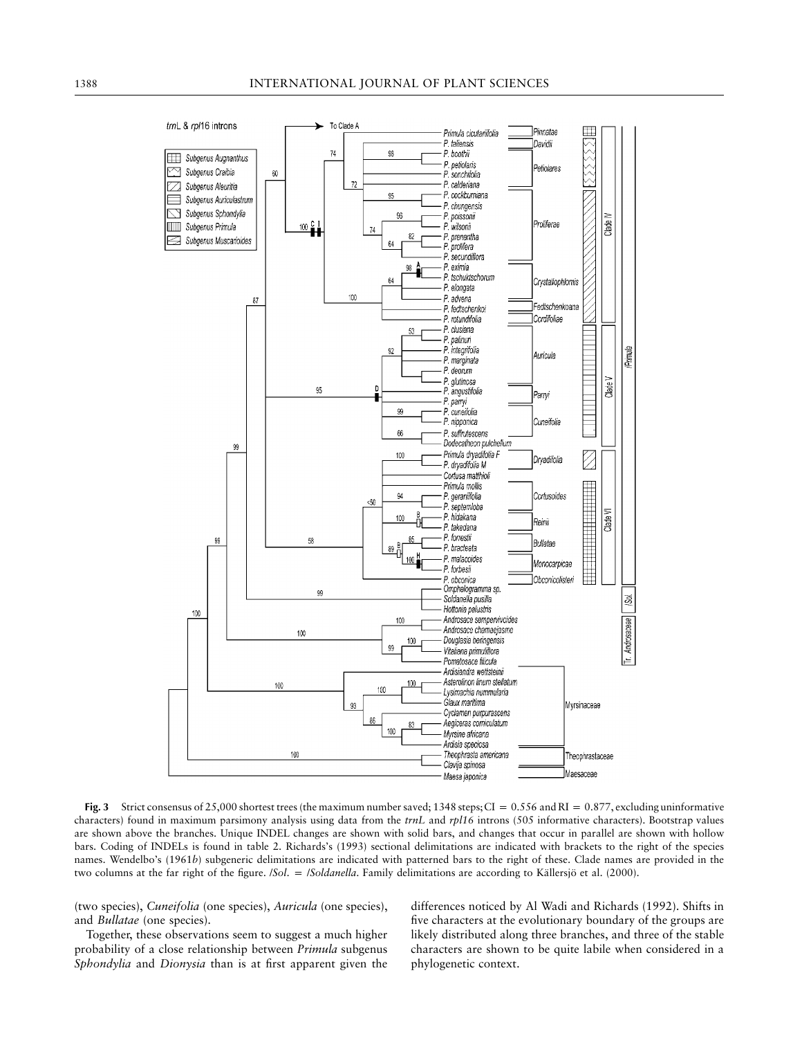**Fig. 3** Strict consensus of 25,000 shortest trees (the maximum number saved; 1348 steps; CI = 0.556 and RI = 0.877, excluding uninformative characters) found in maximum parsimony analysis using data from the *trnL* and *rpl16* introns (505 informative characters). Bootstrap values are shown above the branches. Unique INDEL changes are shown with solid bars, and changes that occur in parallel are shown with hollow bars. Coding of INDELs is found in table 2. Richards's (1993) sectional delimitations are indicated with brackets to the right of the species names. Wendelbo's (1961*b*) subgeneric delimitations are indicated with patterned bars to the right of these. Clade names are provided in the two columns at the far right of the figure. /*Sol.* = /*Soldanella*. Family delimitations are according to Källersjö et al. (2000).

(two species), *Cuneifolia* (one species), *Auricula* (one species), and *Bullatae* (one species).

Together, these observations seem to suggest a much higher probability of a close relationship between *Primula* subgenus *Sphondylia* and *Dionysia* than is at first apparent given the differences noticed by Al Wadi and Richards (1992). Shifts in five characters at the evolutionary boundary of the groups are likely distributed along three branches, and three of the stable characters are shown to be quite labile when considered in a phylogenetic context.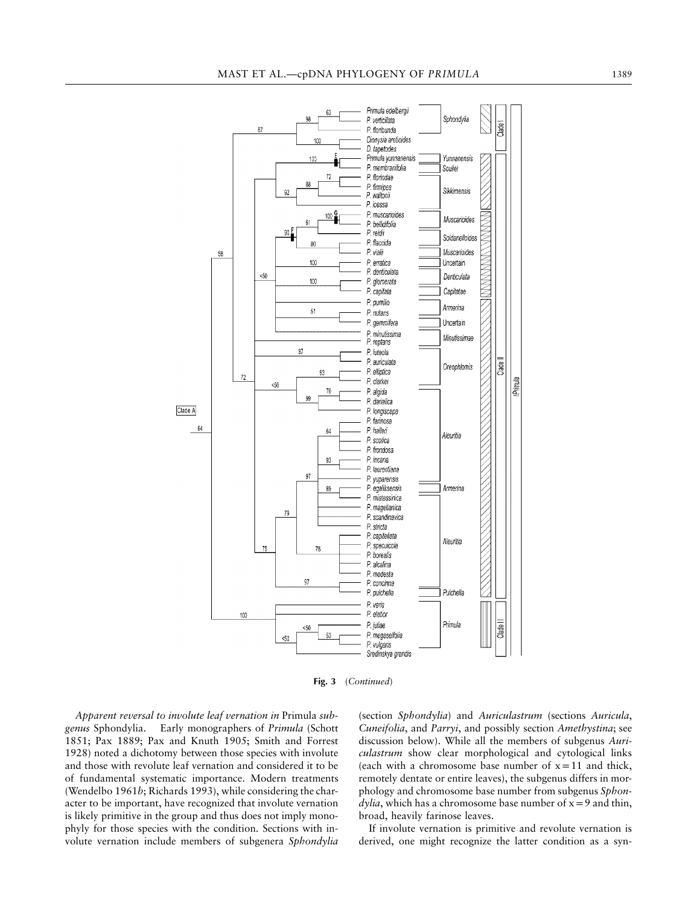**Fig. 3** (*Continued*)

*Apparent reversal to involute leaf vernation in* Primula *subgenus* Sphondylia. Early monographers of *Primula* (Schott 1851; Pax 1889; Pax and Knuth 1905; Smith and Forrest 1928) noted a dichotomy between those species with involute and those with revolute leaf vernation and considered it to be of fundamental systematic importance. Modern treatments (Wendelbo 1961*b*; Richards 1993), while considering the character to be important, have recognized that involute vernation is likely primitive in the group and thus does not imply monophyly for those species with the condition. Sections with involute vernation include members of subgenera *Sphondylia* (section *Sphondylia*) and *Auriculastrum* (sections *Auricula*, *Cuneifolia*, and *Parryi*, and possibly section *Amethystina*; see discussion below). While all the members of subgenus *Auriculastrum* show clear morphological and cytological links (each with a chromosome base number of $x = 11$ and thick, remotely dentate or entire leaves), the subgenus differs in morphology and chromosome base number from subgenus *Sphondylia*, which has a chromosome base number of $x = 9$ and thin, broad, heavily farinose leaves.

If involute vernation is primitive and revolute vernation is derived, one might recognize the latter condition as a syn-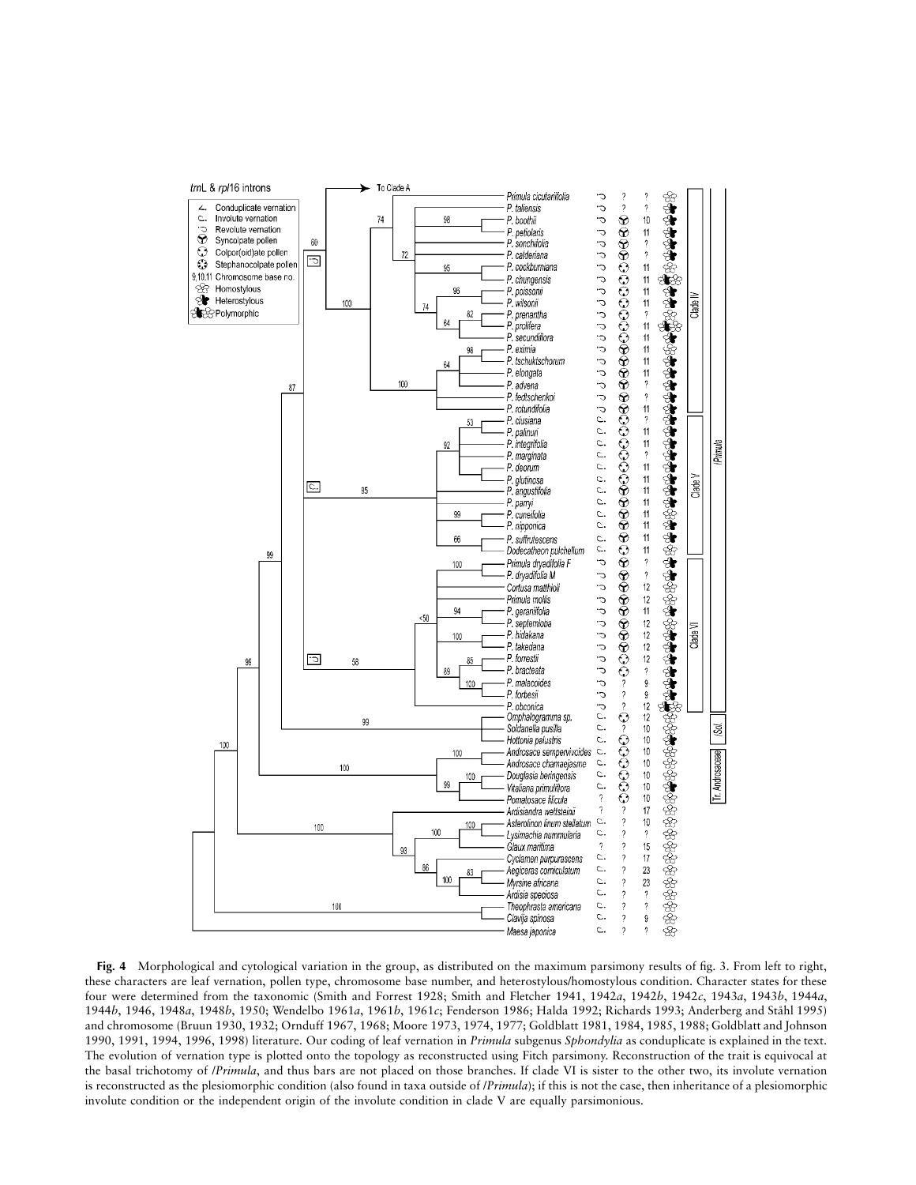**Fig. 4** Morphological and cytological variation in the group, as distributed on the maximum parsimony results of fig. 3. From left to right, these characters are leaf vernation, pollen type, chromosome base number, and heterostylous/homostylous condition. Character states for these four were determined from the taxonomic (Smith and Forrest 1928; Smith and Fletcher 1941, 1942*a*, 1942*b*, 1942*c*, 1943*a*, 1943*b*, 1944*a*, 1944*b*, 1946, 1948*a*, 1948*b*, 1950; Wendelbo 1961*a*, 1961*b*, 1961*c*; Fenderson 1986; Halda 1992; Richards 1993; Anderberg and Ståhl 1995) and chromosome (Bruun 1930, 1932; Ornduff 1967, 1968; Moore 1973, 1974, 1977; Goldblatt 1981, 1984, 1985, 1988; Goldblatt and Johnson 1990, 1991, 1994, 1996, 1998) literature. Our coding of leaf vernation in *Primula* subgenus *Sphondylia* as conduplicate is explained in the text. The evolution of vernation type is plotted onto the topology as reconstructed using Fitch parsimony. Reconstruction of the trait is equivocal at the basal trichotomy of /*Primula*, and thus bars are not placed on those branches. If clade VI is sister to the other two, its involute vernation is reconstructed as the plesiomorphic condition (also found in taxa outside of /*Primula*); if this is not the case, then inheritance of a plesiomorphic involute condition or the independent origin of the involute condition in clade V are equally parsimonious.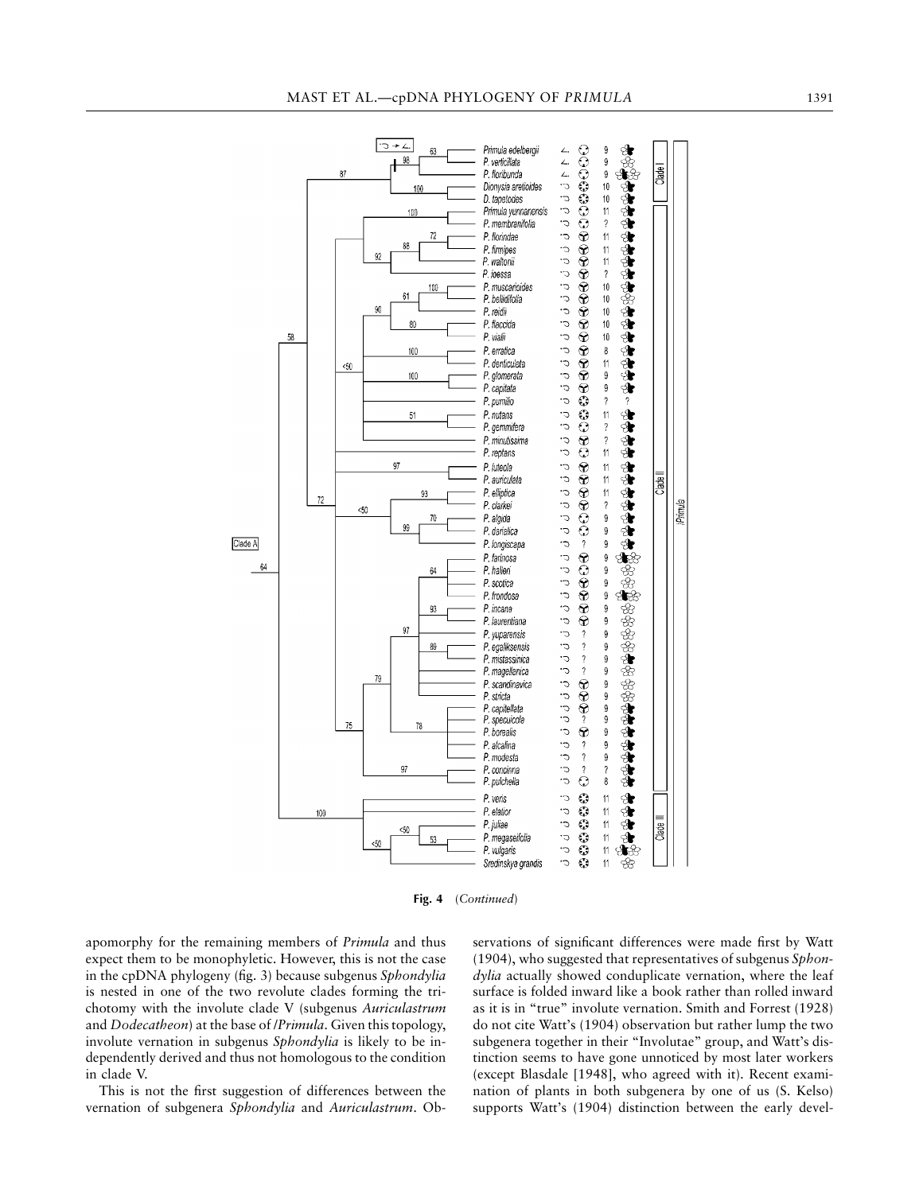**Fig. 4** (*Continued*)

apomorphy for the remaining members of *Primula* and thus expect them to be monophyletic. However, this is not the case in the cpDNA phylogeny (fig. 3) because subgenus *Sphondylia* is nested in one of the two revolute clades forming the trichotomy with the involute clade V (subgenus *Auriculastrum* and *Dodecatheon*) at the base of /*Primula*. Given this topology, involute vernation in subgenus *Sphondylia* is likely to be independently derived and thus not homologous to the condition in clade V.

This is not the first suggestion of differences between the vernation of subgenera *Sphondylia* and *Auriculastrum*. Observations of significant differences were made first by Watt (1904), who suggested that representatives of subgenus *Sphondylia* actually showed conduplicate vernation, where the leaf surface is folded inward like a book rather than rolled inward as it is in "true" involute vernation. Smith and Forrest (1928) do not cite Watt's (1904) observation but rather lump the two subgenera together in their "Involutae" group, and Watt's distinction seems to have gone unnoticed by most later workers (except Blasdale [1948], who agreed with it). Recent examination of plants in both subgenera by one of us (S. Kelso) supports Watt's (1904) distinction between the early devel-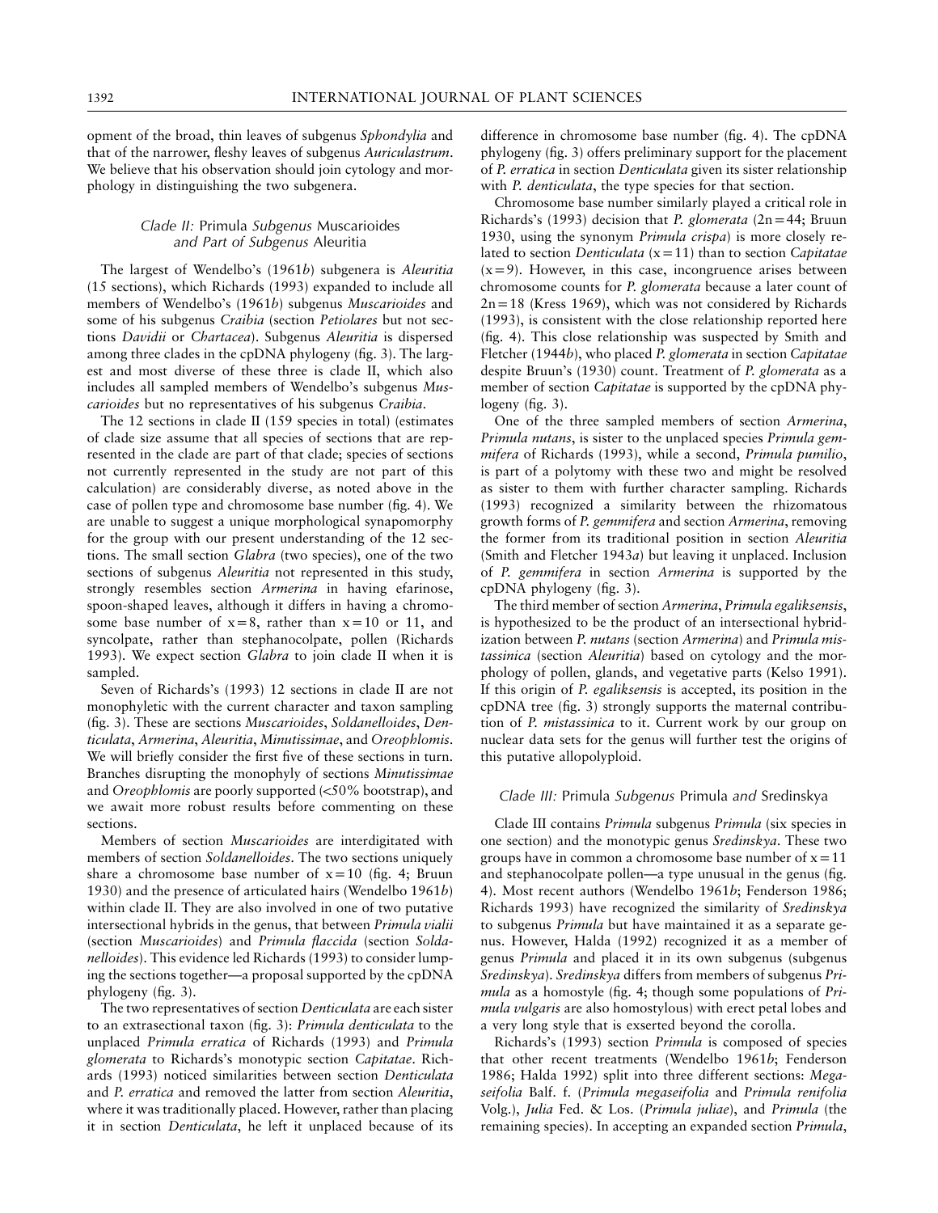opment of the broad, thin leaves of subgenus *Sphondylia* and that of the narrower, fleshy leaves of subgenus *Auriculastrum*. We believe that his observation should join cytology and morphology in distinguishing the two subgenera.

### *Clade II:* Primula *Subgenus* Muscarioides *and Part of Subgenus* Aleuritia

The largest of Wendelbo's (1961*b*) subgenera is *Aleuritia* (15 sections), which Richards (1993) expanded to include all members of Wendelbo's (1961*b*) subgenus *Muscarioides* and some of his subgenus *Craibia* (section *Petiolares* but not sections *Davidii* or *Chartacea*). Subgenus *Aleuritia* is dispersed among three clades in the cpDNA phylogeny (fig. 3). The largest and most diverse of these three is clade II, which also includes all sampled members of Wendelbo's subgenus *Muscarioides* but no representatives of his subgenus *Craibia*.

The 12 sections in clade II (159 species in total) (estimates of clade size assume that all species of sections that are represented in the clade are part of that clade; species of sections not currently represented in the study are not part of this calculation) are considerably diverse, as noted above in the case of pollen type and chromosome base number (fig. 4). We are unable to suggest a unique morphological synapomorphy for the group with our present understanding of the 12 sections. The small section *Glabra* (two species), one of the two sections of subgenus *Aleuritia* not represented in this study, strongly resembles section *Armerina* in having efarinose, spoon-shaped leaves, although it differs in having a chromosome base number of $x = 8$, rather than $x = 10$ or 11, and syncolpate, rather than stephanocolpate, pollen (Richards 1993). We expect section *Glabra* to join clade II when it is sampled.

Seven of Richards's (1993) 12 sections in clade II are not monophyletic with the current character and taxon sampling (fig. 3). These are sections *Muscarioides*, *Soldanelloides*, *Denticulata*, *Armerina*, *Aleuritia*, *Minutissimae*, and *Oreophlomis*. We will briefly consider the first five of these sections in turn. Branches disrupting the monophyly of sections *Minutissimae* and *Oreophlomis* are poorly supported (<50% bootstrap), and we await more robust results before commenting on these sections.

Members of section *Muscarioides* are interdigitated with members of section *Soldanelloides*. The two sections uniquely share a chromosome base number of $x = 10$ (fig. 4; Bruun 1930) and the presence of articulated hairs (Wendelbo 1961*b*) within clade II. They are also involved in one of two putative intersectional hybrids in the genus, that between *Primula vialii* (section *Muscarioides*) and *Primula flaccida* (section *Soldanelloides*). This evidence led Richards (1993) to consider lumping the sections together—a proposal supported by the cpDNA phylogeny (fig. 3).

The two representatives of section *Denticulata* are each sister to an extrasectional taxon (fig. 3): *Primula denticulata* to the unplaced *Primula erratica* of Richards (1993) and *Primula glomerata* to Richards's monotypic section *Capitatae*. Richards (1993) noticed similarities between section *Denticulata* and *P. erratica* and removed the latter from section *Aleuritia*, where it was traditionally placed. However, rather than placing it in section *Denticulata*, he left it unplaced because of its difference in chromosome base number (fig. 4). The cpDNA phylogeny (fig. 3) offers preliminary support for the placement of *P. erratica* in section *Denticulata* given its sister relationship with *P. denticulata*, the type species for that section.

Chromosome base number similarly played a critical role in Richards's (1993) decision that *P. glomerata* ($2n = 44$; Bruun 1930, using the synonym *Primula crispa*) is more closely related to section *Denticulata* ($x = 11$) than to section *Capitatae* ($x = 9$). However, in this case, incongruence arises between chromosome counts for *P. glomerata* because a later count of $2n = 18$ (Kress 1969), which was not considered by Richards (1993), is consistent with the close relationship reported here (fig. 4). This close relationship was suspected by Smith and Fletcher (1944*b*), who placed *P. glomerata* in section *Capitatae* despite Bruun's (1930) count. Treatment of *P. glomerata* as a member of section *Capitatae* is supported by the cpDNA phylogeny (fig. 3).

One of the three sampled members of section *Armerina*, *Primula nutans*, is sister to the unplaced species *Primula gemmifera* of Richards (1993), while a second, *Primula pumilio*, is part of a polytomy with these two and might be resolved as sister to them with further character sampling. Richards (1993) recognized a similarity between the rhizomatous growth forms of *P. gemmifera* and section *Armerina*, removing the former from its traditional position in section *Aleuritia* (Smith and Fletcher 1943*a*) but leaving it unplaced. Inclusion of *P. gemmifera* in section *Armerina* is supported by the cpDNA phylogeny (fig. 3).

The third member of section *Armerina*, *Primula egaliksensis*, is hypothesized to be the product of an intersectional hybridization between *P. nutans* (section *Armerina*) and *Primula mistassinica* (section *Aleuritia*) based on cytology and the morphology of pollen, glands, and vegetative parts (Kelso 1991). If this origin of *P. egaliksensis* is accepted, its position in the cpDNA tree (fig. 3) strongly supports the maternal contribution of *P. mistassinica* to it. Current work by our group on nuclear data sets for the genus will further test the origins of this putative allopolyploid.

### *Clade III:* Primula *Subgenus* Primula *and* Sredinskya

Clade III contains *Primula* subgenus *Primula* (six species in one section) and the monotypic genus *Sredinskya*. These two groups have in common a chromosome base number of $x = 11$ and stephanocolpate pollen—a type unusual in the genus (fig. 4). Most recent authors (Wendelbo 1961*b*; Fenderson 1986; Richards 1993) have recognized the similarity of *Sredinskya* to subgenus *Primula* but have maintained it as a separate genus. However, Halda (1992) recognized it as a member of genus *Primula* and placed it in its own subgenus (subgenus *Sredinskya*). *Sredinskya* differs from members of subgenus *Primula* as a homostyle (fig. 4; though some populations of *Primula vulgaris* are also homostylous) with erect petal lobes and a very long style that is exserted beyond the corolla.

Richards's (1993) section *Primula* is composed of species that other recent treatments (Wendelbo 1961*b*; Fenderson 1986; Halda 1992) split into three different sections: *Megaseifolia* Balf. f. (*Primula megaseifolia* and *Primula renifolia* Volg.), *Julia* Fed. & Los. (*Primula juliae*), and *Primula* (the remaining species). In accepting an expanded section *Primula*,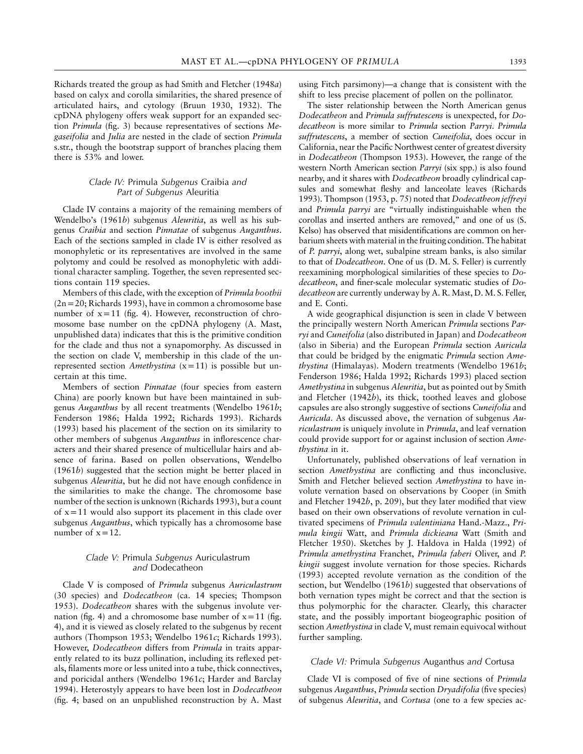Richards treated the group as had Smith and Fletcher (1948*a*) based on calyx and corolla similarities, the shared presence of articulated hairs, and cytology (Bruun 1930, 1932). The cpDNA phylogeny offers weak support for an expanded section *Primula* (fig. 3) because representatives of sections *Megaseifolia* and *Julia* are nested in the clade of section *Primula* s.str., though the bootstrap support of branches placing them there is 53% and lower.

### *Clade IV:* Primula *Subgenus* Craibia *and Part of Subgenus* Aleuritia

Clade IV contains a majority of the remaining members of Wendelbo's (1961*b*) subgenus *Aleuritia*, as well as his subgenus *Craibia* and section *Pinnatae* of subgenus *Auganthus*. Each of the sections sampled in clade IV is either resolved as monophyletic or its representatives are involved in the same polytomy and could be resolved as monophyletic with additional character sampling. Together, the seven represented sections contain 119 species.

Members of this clade, with the exception of *Primula boothii* ($2n = 20$; Richards 1993), have in common a chromosome base number of $x = 11$ (fig. 4). However, reconstruction of chromosome base number on the cpDNA phylogeny (A. Mast, unpublished data) indicates that this is the primitive condition for the clade and thus not a synapomorphy. As discussed in the section on clade V, membership in this clade of the unrepresented section *Amethystina* ($x = 11$) is possible but uncertain at this time.

Members of section *Pinnatae* (four species from eastern China) are poorly known but have been maintained in subgenus *Auganthus* by all recent treatments (Wendelbo 1961*b*; Fenderson 1986; Halda 1992; Richards 1993). Richards (1993) based his placement of the section on its similarity to other members of subgenus *Auganthus* in inflorescence characters and their shared presence of multicellular hairs and absence of farina. Based on pollen observations, Wendelbo (1961*b*) suggested that the section might be better placed in subgenus *Aleuritia*, but he did not have enough confidence in the similarities to make the change. The chromosome base number of the section is unknown (Richards 1993), but a count of $x = 11$ would also support its placement in this clade over subgenus *Auganthus*, which typically has a chromosome base number of $x = 12$.

### *Clade V:* Primula *Subgenus* Auriculastrum *and* Dodecatheon

Clade V is composed of *Primula* subgenus *Auriculastrum* (30 species) and *Dodecatheon* (ca. 14 species; Thompson 1953). *Dodecatheon* shares with the subgenus involute vernation (fig. 4) and a chromosome base number of $x = 11$ (fig. 4), and it is viewed as closely related to the subgenus by recent authors (Thompson 1953; Wendelbo 1961*c*; Richards 1993). However, *Dodecatheon* differs from *Primula* in traits apparently related to its buzz pollination, including its reflexed petals, filaments more or less united into a tube, thick connectives, and poricidal anthers (Wendelbo 1961*c*; Harder and Barclay 1994). Heterostyly appears to have been lost in *Dodecatheon* (fig. 4; based on an unpublished reconstruction by A. Mast using Fitch parsimony)—a change that is consistent with the shift to less precise placement of pollen on the pollinator.

The sister relationship between the North American genus *Dodecatheon* and *Primula suffrutescens* is unexpected, for *Dodecatheon* is more similar to *Primula* section *Parryi*. *Primula suffrutescens*, a member of section *Cuneifolia*, does occur in California, near the Pacific Northwest center of greatest diversity in *Dodecatheon* (Thompson 1953). However, the range of the western North American section *Parryi* (six spp.) is also found nearby, and it shares with *Dodecatheon* broadly cylindrical capsules and somewhat fleshy and lanceolate leaves (Richards 1993). Thompson (1953, p. 75) noted that *Dodecatheon jeffreyi* and *Primula parryi* are "virtually indistinguishable when the corollas and inserted anthers are removed," and one of us (S. Kelso) has observed that misidentifications are common on herbarium sheets with material in the fruiting condition. The habitat of *P. parryi*, along wet, subalpine stream banks, is also similar to that of *Dodecatheon*. One of us (D. M. S. Feller) is currently reexamining morphological similarities of these species to *Dodecatheon*, and finer-scale molecular systematic studies of *Dodecatheon* are currently underway by A. R. Mast, D. M. S. Feller, and E. Conti.

A wide geographical disjunction is seen in clade V between the principally western North American *Primula* sections *Parryi* and *Cuneifolia* (also distributed in Japan) and *Dodecatheon* (also in Siberia) and the European *Primula* section *Auricula* that could be bridged by the enigmatic *Primula* section *Amethystina* (Himalayas). Modern treatments (Wendelbo 1961*b*; Fenderson 1986; Halda 1992; Richards 1993) placed section *Amethystina* in subgenus *Aleuritia*, but as pointed out by Smith and Fletcher (1942*b*), its thick, toothed leaves and globose capsules are also strongly suggestive of sections *Cuneifolia* and *Auricula*. As discussed above, the vernation of subgenus *Auriculastrum* is uniquely involute in *Primula*, and leaf vernation could provide support for or against inclusion of section *Amethystina* in it.

Unfortunately, published observations of leaf vernation in section *Amethystina* are conflicting and thus inconclusive. Smith and Fletcher believed section *Amethystina* to have involute vernation based on observations by Cooper (in Smith and Fletcher 1942*b*, p. 209), but they later modified that view based on their own observations of revolute vernation in cultivated specimens of *Primula valentiniana* Hand.-Mazz., *Primula kingii* Watt, and *Primula dickieana* Watt (Smith and Fletcher 1950). Sketches by J. Haldova in Halda (1992) of *Primula amethystina* Franchet, *Primula faberi* Oliver, and *P. kingii* suggest involute vernation for those species. Richards (1993) accepted revolute vernation as the condition of the section, but Wendelbo (1961*b*) suggested that observations of both vernation types might be correct and that the section is thus polymorphic for the character. Clearly, this character state, and the possibly important biogeographic position of section *Amethystina* in clade V, must remain equivocal without further sampling.

### *Clade VI:* Primula *Subgenus* Auganthus *and* Cortusa

Clade VI is composed of five of nine sections of *Primula* subgenus *Auganthus*, *Primula* section *Dryadifolia* (five species) of subgenus *Aleuritia*, and *Cortusa* (one to a few species ac-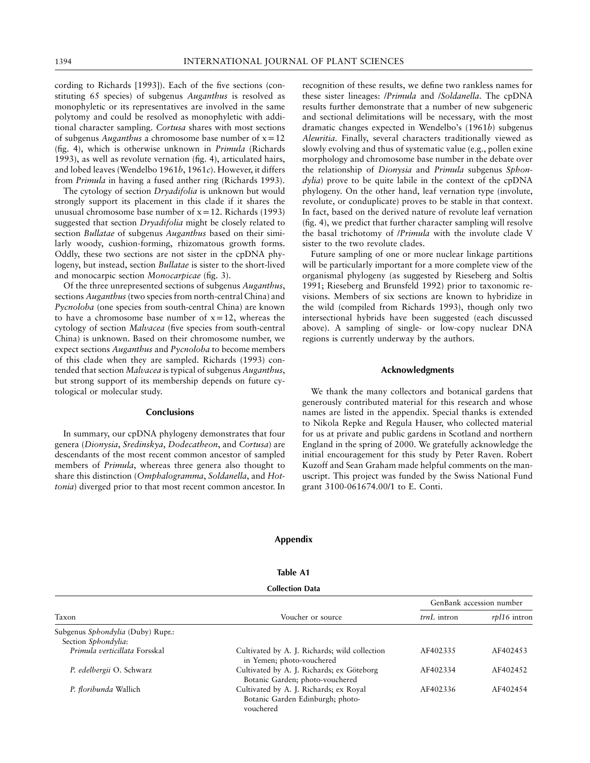cording to Richards [1993]). Each of the five sections (constituting 65 species) of subgenus *Auganthus* is resolved as monophyletic or its representatives are involved in the same polytomy and could be resolved as monophyletic with additional character sampling. *Cortusa* shares with most sections of subgenus *Auganthus* a chromosome base number of $x = 12$ (fig. 4), which is otherwise unknown in *Primula* (Richards 1993), as well as revolute vernation (fig. 4), articulated hairs, and lobed leaves (Wendelbo 1961*b*, 1961*c*). However, it differs from *Primula* in having a fused anther ring (Richards 1993).

The cytology of section *Dryadifolia* is unknown but would strongly support its placement in this clade if it shares the unusual chromosome base number of $x = 12$. Richards (1993) suggested that section *Dryadifolia* might be closely related to section *Bullatae* of subgenus *Auganthus* based on their similarly woody, cushion-forming, rhizomatous growth forms. Oddly, these two sections are not sister in the cpDNA phylogeny, but instead, section *Bullatae* is sister to the short-lived and monocarpic section *Monocarpicae* (fig. 3).

Of the three unrepresented sections of subgenus *Auganthus*, sections *Auganthus* (two species from north-central China) and *Pycnoloba* (one species from south-central China) are known to have a chromosome base number of $x = 12$, whereas the cytology of section *Malvacea* (five species from south-central China) is unknown. Based on their chromosome number, we expect sections *Auganthus* and *Pycnoloba* to become members of this clade when they are sampled. Richards (1993) contended that section *Malvacea* is typical of subgenus *Auganthus*, but strong support of its membership depends on future cytological or molecular study.

## Conclusions

In summary, our cpDNA phylogeny demonstrates that four genera (*Dionysia*, *Sredinskya*, *Dodecatheon*, and *Cortusa*) are descendants of the most recent common ancestor of sampled members of *Primula*, whereas three genera also thought to share this distinction (*Omphalogramma*, *Soldanella*, and *Hottonia*) diverged prior to that most recent common ancestor. In recognition of these results, we define two rankless names for these sister lineages: /*Primula* and /*Soldanella*. The cpDNA results further demonstrate that a number of new subgeneric and sectional delimitations will be necessary, with the most dramatic changes expected in Wendelbo's (1961*b*) subgenus *Aleuritia*. Finally, several characters traditionally viewed as slowly evolving and thus of systematic value (e.g., pollen exine morphology and chromosome base number in the debate over the relationship of *Dionysia* and *Primula* subgenus *Sphondylia*) prove to be quite labile in the context of the cpDNA phylogeny. On the other hand, leaf vernation type (involute, revolute, or conduplicate) proves to be stable in that context. In fact, based on the derived nature of revolute leaf vernation (fig. 4), we predict that further character sampling will resolve the basal trichotomy of /*Primula* with the involute clade V sister to the two revolute clades.

Future sampling of one or more nuclear linkage partitions will be particularly important for a more complete view of the organismal phylogeny (as suggested by Rieseberg and Soltis 1991; Rieseberg and Brunsfeld 1992) prior to taxonomic revisions. Members of six sections are known to hybridize in the wild (compiled from Richards 1993), though only two intersectional hybrids have been suggested (each discussed above). A sampling of single- or low-copy nuclear DNA regions is currently underway by the authors.

## Acknowledgments

We thank the many collectors and botanical gardens that generously contributed material for this research and whose names are listed in the appendix. Special thanks is extended to Nikola Repke and Regula Hauser, who collected material for us at private and public gardens in Scotland and northern England in the spring of 2000. We gratefully acknowledge the initial encouragement for this study by Peter Raven. Robert Kuzoff and Sean Graham made helpful comments on the manuscript. This project was funded by the Swiss National Fund grant 3100-061674.00/1 to E. Conti.

## Appendix

**Table A1**

**Collection Data**

| Taxon | Voucher or source | GenBank accession number | |
|---|---|---|---|
| | | *trnL* intron | *rpl16* intron |
| Subgenus *Sphondylia* (Duby) Rupr.: | | | |
| Section *Sphondylia*: | | | |
| *Primula verticillata* Forsskal | Cultivated by A. J. Richards; wild collection in Yemen; photo-vouchered | AF402335 | AF402453 |
| *P. edelbergii* O. Schwarz | Cultivated by A. J. Richards; ex Göteborg Botanic Garden; photo-vouchered | AF402334 | AF402452 |
| *P. floribunda* Wallich | Cultivated by A. J. Richards; ex Royal Botanic Garden Edinburgh; photo-vouchered | AF402336 | AF402454 |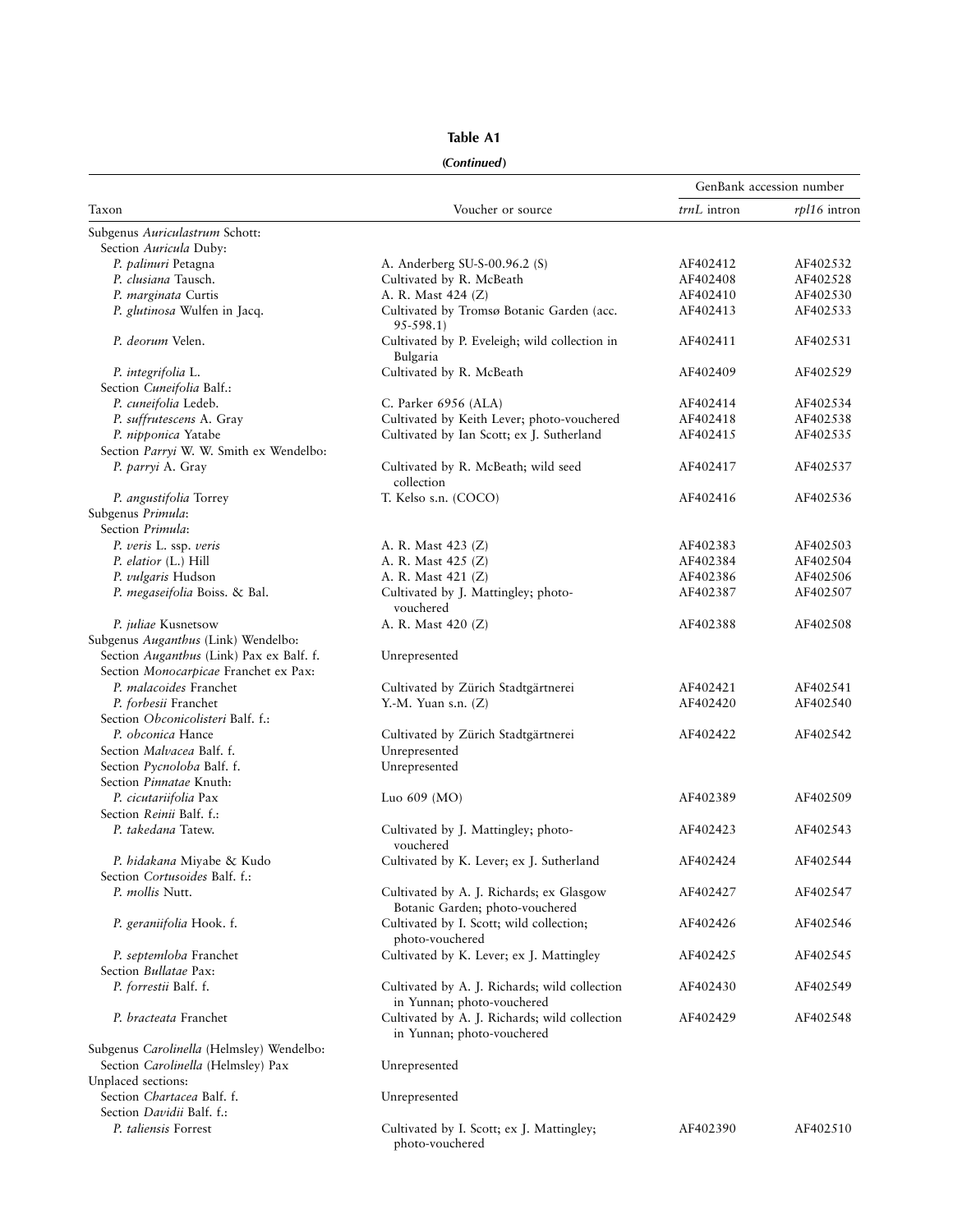**Table A1**

***(Continued)***

| Taxon | Voucher or source | GenBank accession number | |
|---|---|---|---|
| | | *trnL* intron | *rpl16* intron |
| Subgenus *Auriculastrum* Schott: | | | |
| Section *Auricula* Duby: | | | |
| *P. palinuri* Petagna | A. Anderberg SU-S-00.96.2 (S) | AF402412 | AF402532 |
| *P. clusiana* Tausch. | Cultivated by R. McBeath | AF402408 | AF402528 |
| *P. marginata* Curtis | A. R. Mast 424 (Z) | AF402410 | AF402530 |
| *P. glutinosa* Wulfen in Jacq. | Cultivated by Tromsø Botanic Garden (acc. 95-598.1) | AF402413 | AF402533 |
| *P. deorum* Velen. | Cultivated by P. Eveleigh; wild collection in Bulgaria | AF402411 | AF402531 |
| *P. integrifolia* L. | Cultivated by R. McBeath | AF402409 | AF402529 |
| Section *Cuneifolia* Balf.: | | | |
| *P. cuneifolia* Ledeb. | C. Parker 6956 (ALA) | AF402414 | AF402534 |
| *P. suffrutescens* A. Gray | Cultivated by Keith Lever; photo-vouchered | AF402418 | AF402538 |
| *P. nipponica* Yatabe | Cultivated by Ian Scott; ex J. Sutherland | AF402415 | AF402535 |
| Section *Parryi* W. W. Smith ex Wendelbo: | | | |
| *P. parryi* A. Gray | Cultivated by R. McBeath; wild seed collection | AF402417 | AF402537 |
| *P. angustifolia* Torrey | T. Kelso s.n. (COCO) | AF402416 | AF402536 |
| Subgenus *Primula*: | | | |
| Section *Primula*: | | | |
| *P. veris* L. ssp. *veris* | A. R. Mast 423 (Z) | AF402383 | AF402503 |
| *P. elatior* (L.) Hill | A. R. Mast 425 (Z) | AF402384 | AF402504 |
| *P. vulgaris* Hudson | A. R. Mast 421 (Z) | AF402386 | AF402506 |
| *P. megaseifolia* Boiss. & Bal. | Cultivated by J. Mattingley; photo-vouchered | AF402387 | AF402507 |
| *P. juliae* Kusnetsow | A. R. Mast 420 (Z) | AF402388 | AF402508 |
| Subgenus *Auganthus* (Link) Wendelbo: | | | |
| Section *Auganthus* (Link) Pax ex Balf. f. | Unrepresented | | |
| Section *Monocarpicae* Franchet ex Pax: | | | |
| *P. malacoides* Franchet | Cultivated by Zürich Stadtgärtnerei | AF402421 | AF402541 |
| *P. forbesii* Franchet | Y.-M. Yuan s.n. (Z) | AF402420 | AF402540 |
| Section *Obconicolisteri* Balf. f.: | | | |
| *P. obconica* Hance | Cultivated by Zürich Stadtgärtnerei | AF402422 | AF402542 |
| Section *Malvacea* Balf. f. | Unrepresented | | |
| Section *Pycnoloba* Balf. f. | Unrepresented | | |
| Section *Pinnatae* Knuth: | | | |
| *P. cicutariifolia* Pax | Luo 609 (MO) | AF402389 | AF402509 |
| Section *Reinii* Balf. f.: | | | |
| *P. takedana* Tatew. | Cultivated by J. Mattingley; photo-vouchered | AF402423 | AF402543 |
| *P. hidakana* Miyabe & Kudo | Cultivated by K. Lever; ex J. Sutherland | AF402424 | AF402544 |
| Section *Cortusoides* Balf. f.: | | | |
| *P. mollis* Nutt. | Cultivated by A. J. Richards; ex Glasgow Botanic Garden; photo-vouchered | AF402427 | AF402547 |
| *P. geraniifolia* Hook. f. | Cultivated by I. Scott; wild collection; photo-vouchered | AF402426 | AF402546 |
| *P. septemloba* Franchet | Cultivated by K. Lever; ex J. Mattingley | AF402425 | AF402545 |
| Section *Bullatae* Pax: | | | |
| *P. forrestii* Balf. f. | Cultivated by A. J. Richards; wild collection in Yunnan; photo-vouchered | AF402430 | AF402549 |
| *P. bracteata* Franchet | Cultivated by A. J. Richards; wild collection in Yunnan; photo-vouchered | AF402429 | AF402548 |
| Subgenus *Carolinella* (Helmsley) Wendelbo: | | | |
| Section *Carolinella* (Helmsley) Pax | Unrepresented | | |
| Unplaced sections: | | | |
| Section *Chartacea* Balf. f. | Unrepresented | | |
| Section *Davidii* Balf. f.: | | | |
| *P. taliensis* Forrest | Cultivated by I. Scott; ex J. Mattingley; photo-vouchered | AF402390 | AF402510 |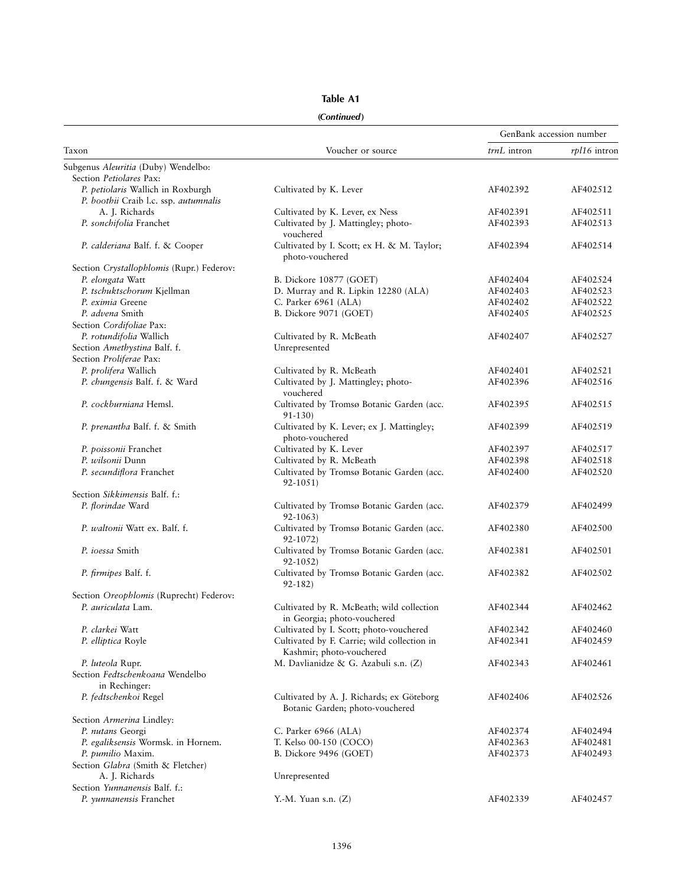**Table A1**

***(Continued)***

| Taxon | Voucher or source | GenBank accession number | |
|---|---|---|---|
| | | *trnL* intron | *rpl16* intron |
| Subgenus *Aleuritia* (Duby) Wendelbo: | | | |
| Section *Petiolares* Pax: | | | |
| *P. petiolaris* Wallich in Roxburgh | Cultivated by K. Lever | AF402392 | AF402512 |
| *P. boothii* Craib l.c. ssp. *autumnalis* A. J. Richards | Cultivated by K. Lever, ex Ness | AF402391 | AF402511 |
| *P. sonchifolia* Franchet | Cultivated by J. Mattingley; photo-vouchered | AF402393 | AF402513 |
| *P. calderiana* Balf. f. & Cooper | Cultivated by I. Scott; ex H. & M. Taylor; photo-vouchered | AF402394 | AF402514 |
| Section *Crystallophlomis* (Rupr.) Federov: | | | |
| *P. elongata* Watt | B. Dickore 10877 (GOET) | AF402404 | AF402524 |
| *P. tschuktschorum* Kjellman | D. Murray and R. Lipkin 12280 (ALA) | AF402403 | AF402523 |
| *P. eximia* Greene | C. Parker 6961 (ALA) | AF402402 | AF402522 |
| *P. advena* Smith | B. Dickore 9071 (GOET) | AF402405 | AF402525 |
| Section *Cordifoliae* Pax: | | | |
| *P. rotundifolia* Wallich | Cultivated by R. McBeath | AF402407 | AF402527 |
| Section *Amethystina* Balf. f. | Unrepresented | | |
| Section *Proliferae* Pax: | | | |
| *P. prolifera* Wallich | Cultivated by R. McBeath | AF402401 | AF402521 |
| *P. chungensis* Balf. f. & Ward | Cultivated by J. Mattingley; photo-vouchered | AF402396 | AF402516 |
| *P. cockburniana* Hemsl. | Cultivated by Tromsø Botanic Garden (acc. 91-130) | AF402395 | AF402515 |
| *P. prenantha* Balf. f. & Smith | Cultivated by K. Lever; ex J. Mattingley; photo-vouchered | AF402399 | AF402519 |
| *P. poissonii* Franchet | Cultivated by K. Lever | AF402397 | AF402517 |
| *P. wilsonii* Dunn | Cultivated by R. McBeath | AF402398 | AF402518 |
| *P. secundiflora* Franchet | Cultivated by Tromsø Botanic Garden (acc. 92-1051) | AF402400 | AF402520 |
| Section *Sikkimensis* Balf. f.: | | | |
| *P. florindae* Ward | Cultivated by Tromsø Botanic Garden (acc. 92-1063) | AF402379 | AF402499 |
| *P. waltonii* Watt ex. Balf. f. | Cultivated by Tromsø Botanic Garden (acc. 92-1072) | AF402380 | AF402500 |
| *P. ioessa* Smith | Cultivated by Tromsø Botanic Garden (acc. 92-1052) | AF402381 | AF402501 |
| *P. firmipes* Balf. f. | Cultivated by Tromsø Botanic Garden (acc. 92-182) | AF402382 | AF402502 |
| Section *Oreophlomis* (Ruprecht) Federov: | | | |
| *P. auriculata* Lam. | Cultivated by R. McBeath; wild collection in Georgia; photo-vouchered | AF402344 | AF402462 |
| *P. clarkei* Watt | Cultivated by I. Scott; photo-vouchered | AF402342 | AF402460 |
| *P. elliptica* Royle | Cultivated by F. Carrie; wild collection in Kashmir; photo-vouchered | AF402341 | AF402459 |
| *P. luteola* Rupr. | M. Davlianidze & G. Azabuli s.n. (Z) | AF402343 | AF402461 |
| Section *Fedtschenkoana* Wendelbo in Rechinger: | | | |
| *P. fedtschenkoi* Regel | Cultivated by A. J. Richards; ex Göteborg Botanic Garden; photo-vouchered | AF402406 | AF402526 |
| Section *Armerina* Lindley: | | | |
| *P. nutans* Georgi | C. Parker 6966 (ALA) | AF402374 | AF402494 |
| *P. egaliksensis* Wormsk. in Hornem. | T. Kelso 00-150 (COCO) | AF402363 | AF402481 |
| *P. pumilio* Maxim. | B. Dickore 9496 (GOET) | AF402373 | AF402493 |
| Section *Glabra* (Smith & Fletcher) A. J. Richards | Unrepresented | | |
| Section *Yunnanensis* Balf. f.: | | | |
| *P. yunnanensis* Franchet | Y.-M. Yuan s.n. (Z) | AF402339 | AF402457 |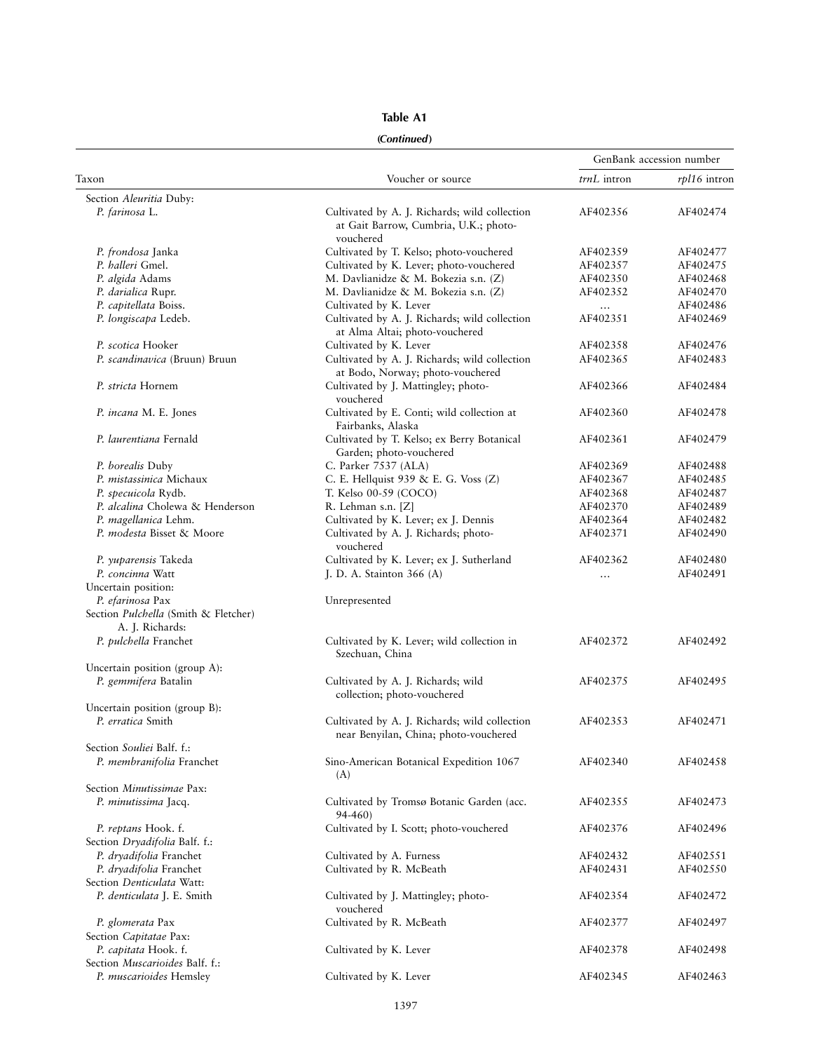**Table A1**

***(Continued)***

| Taxon | Voucher or source | GenBank accession number | |
|---|---|---|---|
| | | *trnL* intron | *rpl16* intron |
| Section *Aleuritia* Duby: | | | |
| *P. farinosa* L. | Cultivated by A. J. Richards; wild collection at Gait Barrow, Cumbria, U.K.; photo-vouchered | AF402356 | AF402474 |
| *P. frondosa* Janka | Cultivated by T. Kelso; photo-vouchered | AF402359 | AF402477 |
| *P. halleri* Gmel. | Cultivated by K. Lever; photo-vouchered | AF402357 | AF402475 |
| *P. algida* Adams | M. Davlianidze & M. Bokezia s.n. (Z) | AF402350 | AF402468 |
| *P. darialica* Rupr. | M. Davlianidze & M. Bokezia s.n. (Z) | AF402352 | AF402470 |
| *P. capitellata* Boiss. | Cultivated by K. Lever | ... | AF402486 |
| *P. longiscapa* Ledeb. | Cultivated by A. J. Richards; wild collection at Alma Altai; photo-vouchered | AF402351 | AF402469 |
| *P. scotica* Hooker | Cultivated by K. Lever | AF402358 | AF402476 |
| *P. scandinavica* (Bruun) Bruun | Cultivated by A. J. Richards; wild collection at Bodo, Norway; photo-vouchered | AF402365 | AF402483 |
| *P. stricta* Hornem | Cultivated by J. Mattingley; photo-vouchered | AF402366 | AF402484 |
| *P. incana* M. E. Jones | Cultivated by E. Conti; wild collection at Fairbanks, Alaska | AF402360 | AF402478 |
| *P. laurentiana* Fernald | Cultivated by T. Kelso; ex Berry Botanical Garden; photo-vouchered | AF402361 | AF402479 |
| *P. borealis* Duby | C. Parker 7537 (ALA) | AF402369 | AF402488 |
| *P. mistassinica* Michaux | C. E. Hellquist 939 & E. G. Voss (Z) | AF402367 | AF402485 |
| *P. specuicola* Rydb. | T. Kelso 00-59 (COCO) | AF402368 | AF402487 |
| *P. alcalina* Cholewa & Henderson | R. Lehman s.n. [Z] | AF402370 | AF402489 |
| *P. magellanica* Lehm. | Cultivated by K. Lever; ex J. Dennis | AF402364 | AF402482 |
| *P. modesta* Bisset & Moore | Cultivated by A. J. Richards; photo-vouchered | AF402371 | AF402490 |
| *P. yuparensis* Takeda | Cultivated by K. Lever; ex J. Sutherland | AF402362 | AF402480 |
| *P. concinna* Watt | J. D. A. Stainton 366 (A) | ... | AF402491 |
| Uncertain position: | | | |
| *P. efarinosa* Pax | Unrepresented | | |
| Section *Pulchella* (Smith & Fletcher) A. J. Richards: | | | |
| *P. pulchella* Franchet | Cultivated by K. Lever; wild collection in Szechuan, China | AF402372 | AF402492 |
| Uncertain position (group A): | | | |
| *P. gemmifera* Batalin | Cultivated by A. J. Richards; wild collection; photo-vouchered | AF402375 | AF402495 |
| Uncertain position (group B): | | | |
| *P. erratica* Smith | Cultivated by A. J. Richards; wild collection near Benyilan, China; photo-vouchered | AF402353 | AF402471 |
| Section *Souliei* Balf. f.: | | | |
| *P. membranifolia* Franchet | Sino-American Botanical Expedition 1067 (A) | AF402340 | AF402458 |
| Section *Minutissimae* Pax: | | | |
| *P. minutissima* Jacq. | Cultivated by Tromsø Botanic Garden (acc. 94-460) | AF402355 | AF402473 |
| *P. reptans* Hook. f. | Cultivated by I. Scott; photo-vouchered | AF402376 | AF402496 |
| Section *Dryadifolia* Balf. f.: | | | |
| *P. dryadifolia* Franchet | Cultivated by A. Furness | AF402432 | AF402551 |
| *P. dryadifolia* Franchet | Cultivated by R. McBeath | AF402431 | AF402550 |
| Section *Denticulata* Watt: | | | |
| *P. denticulata* J. E. Smith | Cultivated by J. Mattingley; photo-vouchered | AF402354 | AF402472 |
| *P. glomerata* Pax | Cultivated by R. McBeath | AF402377 | AF402497 |
| Section *Capitatae* Pax: | | | |
| *P. capitata* Hook. f. | Cultivated by K. Lever | AF402378 | AF402498 |
| Section *Muscarioides* Balf. f.: | | | |
| *P. muscarioides* Hemsley | Cultivated by K. Lever | AF402345 | AF402463 |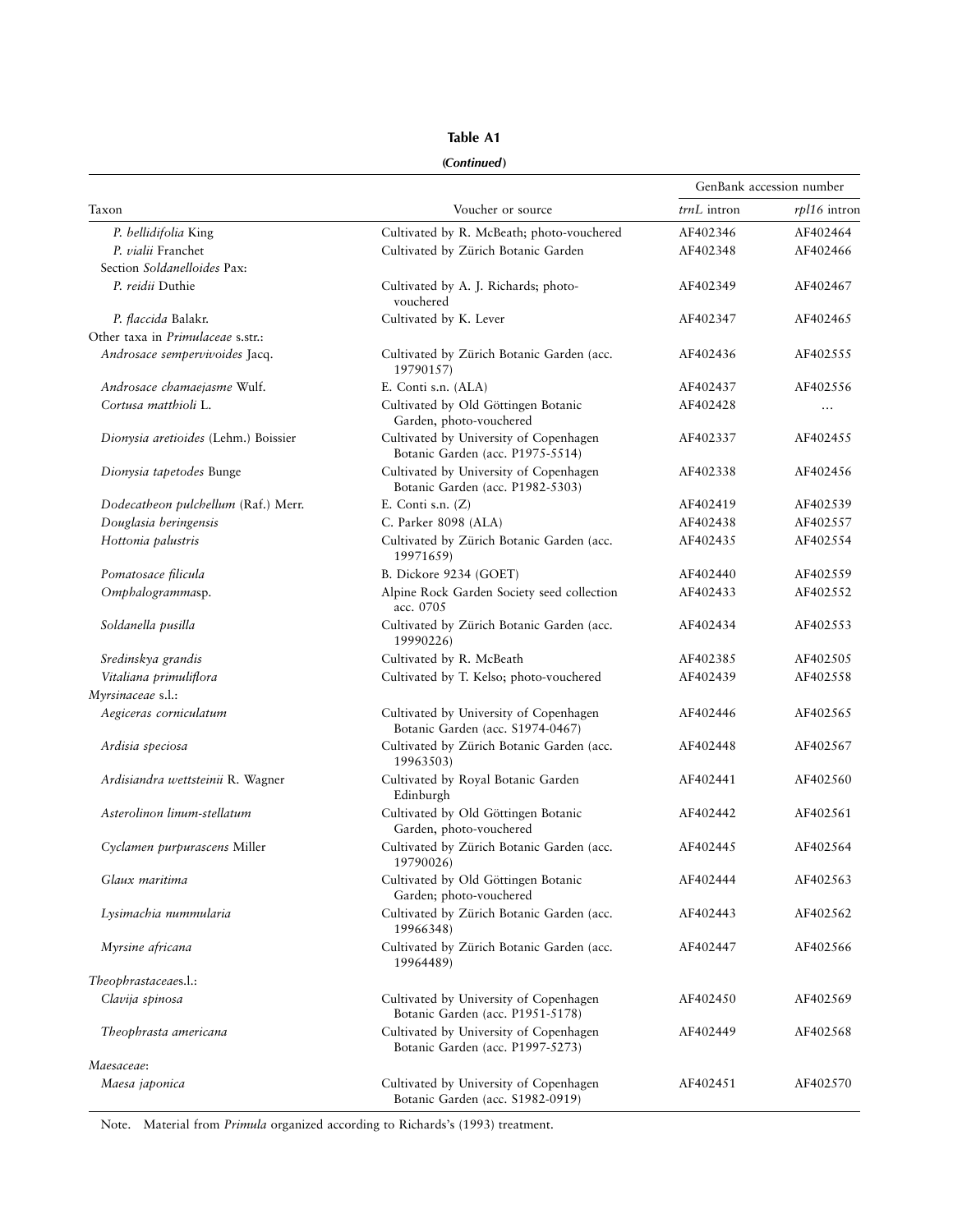**Table A1**

***(Continued)***

| Taxon | Voucher or source | GenBank accession number | |
|---|---|---|---|
| | | *trnL* intron | *rpl16* intron |
| *P. bellidifolia* King | Cultivated by R. McBeath; photo-vouchered | AF402346 | AF402464 |
| *P. vialii* Franchet | Cultivated by Zürich Botanic Garden | AF402348 | AF402466 |
| Section *Soldanelloides* Pax: | | | |
| *P. reidii* Duthie | Cultivated by A. J. Richards; photo-vouchered | AF402349 | AF402467 |
| *P. flaccida* Balakr. | Cultivated by K. Lever | AF402347 | AF402465 |
| Other taxa in *Primulaceae* s.str.: | | | |
| *Androsace sempervivoides* Jacq. | Cultivated by Zürich Botanic Garden (acc. 19790157) | AF402436 | AF402555 |
| *Androsace chamaejasme* Wulf. | E. Conti s.n. (ALA) | AF402437 | AF402556 |
| *Cortusa matthioli* L. | Cultivated by Old Göttingen Botanic Garden, photo-vouchered | AF402428 | ... |
| *Dionysia aretioides* (Lehm.) Boissier | Cultivated by University of Copenhagen Botanic Garden (acc. P1975-5514) | AF402337 | AF402455 |
| *Dionysia tapetodes* Bunge | Cultivated by University of Copenhagen Botanic Garden (acc. P1982-5303) | AF402338 | AF402456 |
| *Dodecatheon pulchellum* (Raf.) Merr. | E. Conti s.n. (Z) | AF402419 | AF402539 |
| *Douglasia beringensis* | C. Parker 8098 (ALA) | AF402438 | AF402557 |
| *Hottonia palustris* | Cultivated by Zürich Botanic Garden (acc. 19971659) | AF402435 | AF402554 |
| *Pomatosace filicula* | B. Dickore 9234 (GOET) | AF402440 | AF402559 |
| *Omphalogramma*sp. | Alpine Rock Garden Society seed collection acc. 0705 | AF402433 | AF402552 |
| *Soldanella pusilla* | Cultivated by Zürich Botanic Garden (acc. 19990226) | AF402434 | AF402553 |
| *Sredinskya grandis* | Cultivated by R. McBeath | AF402385 | AF402505 |
| *Vitaliana primuliflora* | Cultivated by T. Kelso; photo-vouchered | AF402439 | AF402558 |
| *Myrsinaceae* s.l.: | | | |
| *Aegiceras corniculatum* | Cultivated by University of Copenhagen Botanic Garden (acc. S1974-0467) | AF402446 | AF402565 |
| *Ardisia speciosa* | Cultivated by Zürich Botanic Garden (acc. 19963503) | AF402448 | AF402567 |
| *Ardisiandra wettsteinii* R. Wagner | Cultivated by Royal Botanic Garden Edinburgh | AF402441 | AF402560 |
| *Asterolinon linum-stellatum* | Cultivated by Old Göttingen Botanic Garden, photo-vouchered | AF402442 | AF402561 |
| *Cyclamen purpurascens* Miller | Cultivated by Zürich Botanic Garden (acc. 19790026) | AF402445 | AF402564 |
| *Glaux maritima* | Cultivated by Old Göttingen Botanic Garden; photo-vouchered | AF402444 | AF402563 |
| *Lysimachia nummularia* | Cultivated by Zürich Botanic Garden (acc. 19966348) | AF402443 | AF402562 |
| *Myrsine africana* | Cultivated by Zürich Botanic Garden (acc. 19964489) | AF402447 | AF402566 |
| *Theophrastaceae*s.l.: | | | |
| *Clavija spinosa* | Cultivated by University of Copenhagen Botanic Garden (acc. P1951-5178) | AF402450 | AF402569 |
| *Theophrasta americana* | Cultivated by University of Copenhagen Botanic Garden (acc. P1997-5273) | AF402449 | AF402568 |
| *Maesaceae*: | | | |
| *Maesa japonica* | Cultivated by University of Copenhagen Botanic Garden (acc. S1982-0919) | AF402451 | AF402570 |

Note. Material from *Primula* organized according to Richards's (1993) treatment.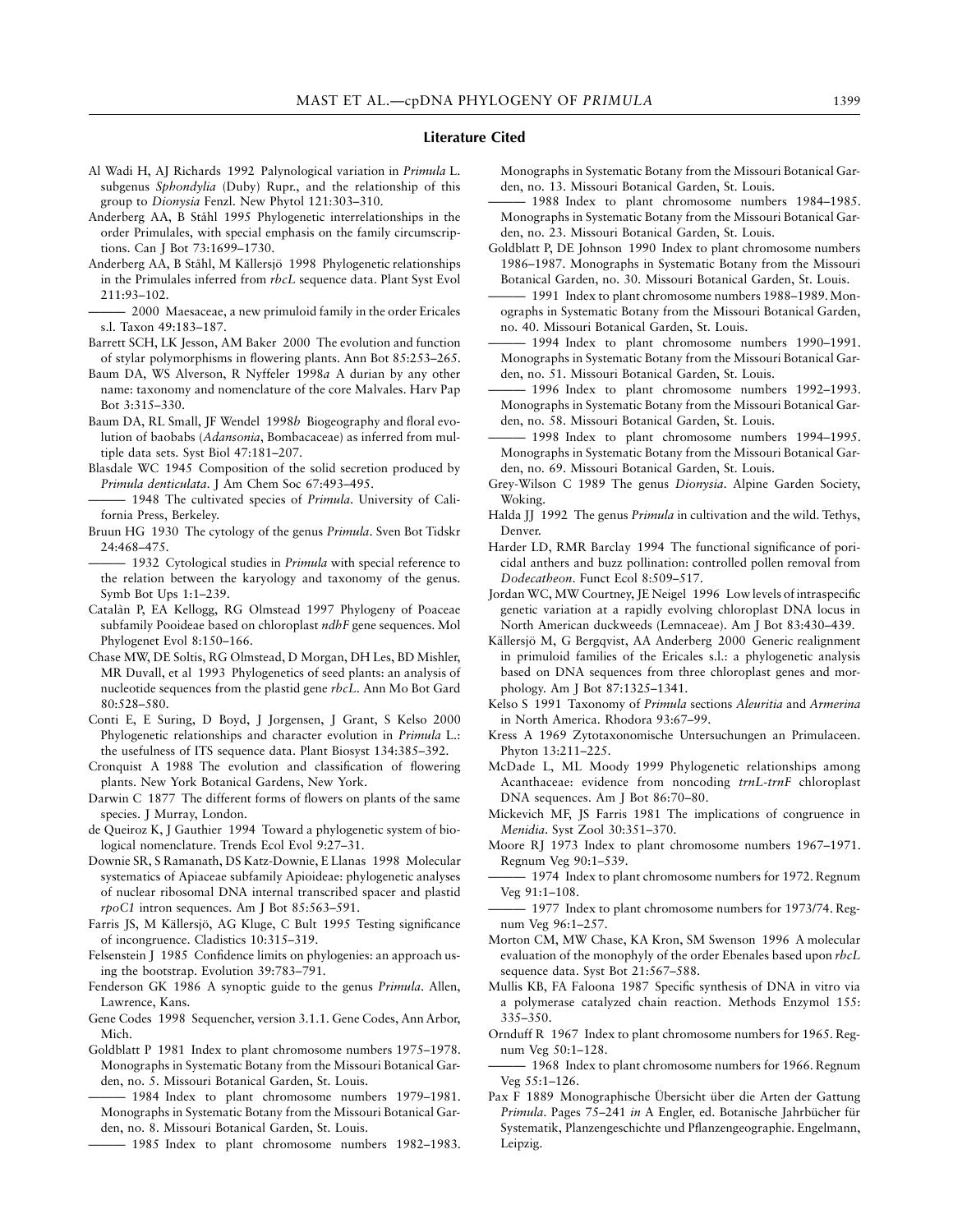## Literature Cited

Al Wadi H, AJ Richards 1992 Palynological variation in *Primula* L. subgenus *Sphondylia* (Duby) Rupr., and the relationship of this group to *Dionysia* Fenzl. New Phytol 121:303–310.

Anderberg AA, B Ståhl 1995 Phylogenetic interrelationships in the order Primulales, with special emphasis on the family circumscriptions. Can J Bot 73:1699–1730.

Anderberg AA, B Ståhl, M Källersjö 1998 Phylogenetic relationships in the Primulales inferred from *rbcL* sequence data. Plant Syst Evol 211:93–102.

——— 2000 Maesaceae, a new primuloid family in the order Ericales s.l. Taxon 49:183–187.

Barrett SCH, LK Jesson, AM Baker 2000 The evolution and function of stylar polymorphisms in flowering plants. Ann Bot 85:253–265.

Baum DA, WS Alverson, R Nyffeler 1998*a* A durian by any other name: taxonomy and nomenclature of the core Malvales. Harv Pap Bot 3:315–330.

Baum DA, RL Small, JF Wendel 1998*b* Biogeography and floral evolution of baobabs (*Adansonia*, Bombacaceae) as inferred from multiple data sets. Syst Biol 47:181–207.

Blasdale WC 1945 Composition of the solid secretion produced by *Primula denticulata*. J Am Chem Soc 67:493–495.

——— 1948 The cultivated species of *Primula*. University of California Press, Berkeley.

Bruun HG 1930 The cytology of the genus *Primula*. Sven Bot Tidskr 24:468–475.

——— 1932 Cytological studies in *Primula* with special reference to the relation between the karyology and taxonomy of the genus. Symb Bot Ups 1:1–239.

Catalàn P, EA Kellogg, RG Olmstead 1997 Phylogeny of Poaceae subfamily Pooideae based on chloroplast *ndhF* gene sequences. Mol Phylogenet Evol 8:150–166.

Chase MW, DE Soltis, RG Olmstead, D Morgan, DH Les, BD Mishler, MR Duvall, et al 1993 Phylogenetics of seed plants: an analysis of nucleotide sequences from the plastid gene *rbcL*. Ann Mo Bot Gard 80:528–580.

Conti E, E Suring, D Boyd, J Jorgensen, J Grant, S Kelso 2000 Phylogenetic relationships and character evolution in *Primula* L.: the usefulness of ITS sequence data. Plant Biosyst 134:385–392.

Cronquist A 1988 The evolution and classification of flowering plants. New York Botanical Gardens, New York.

Darwin C 1877 The different forms of flowers on plants of the same species. J Murray, London.

de Queiroz K, J Gauthier 1994 Toward a phylogenetic system of biological nomenclature. Trends Ecol Evol 9:27–31.

Downie SR, S Ramanath, DS Katz-Downie, E Llanas 1998 Molecular systematics of Apiaceae subfamily Apioideae: phylogenetic analyses of nuclear ribosomal DNA internal transcribed spacer and plastid *rpoC1* intron sequences. Am J Bot 85:563–591.

Farris JS, M Källersjö, AG Kluge, C Bult 1995 Testing significance of incongruence. Cladistics 10:315–319.

Felsenstein J 1985 Confidence limits on phylogenies: an approach using the bootstrap. Evolution 39:783–791.

Fenderson GK 1986 A synoptic guide to the genus *Primula*. Allen, Lawrence, Kans.

Gene Codes 1998 Sequencher, version 3.1.1. Gene Codes, Ann Arbor, Mich.

Goldblatt P 1981 Index to plant chromosome numbers 1975–1978. Monographs in Systematic Botany from the Missouri Botanical Garden, no. 5. Missouri Botanical Garden, St. Louis.

——— 1984 Index to plant chromosome numbers 1979–1981. Monographs in Systematic Botany from the Missouri Botanical Garden, no. 8. Missouri Botanical Garden, St. Louis.

——— 1985 Index to plant chromosome numbers 1982–1983. Monographs in Systematic Botany from the Missouri Botanical Garden, no. 13. Missouri Botanical Garden, St. Louis.

——— 1988 Index to plant chromosome numbers 1984–1985. Monographs in Systematic Botany from the Missouri Botanical Garden, no. 23. Missouri Botanical Garden, St. Louis.

Goldblatt P, DE Johnson 1990 Index to plant chromosome numbers 1986–1987. Monographs in Systematic Botany from the Missouri Botanical Garden, no. 30. Missouri Botanical Garden, St. Louis.

——— 1991 Index to plant chromosome numbers 1988–1989. Monographs in Systematic Botany from the Missouri Botanical Garden, no. 40. Missouri Botanical Garden, St. Louis.

——— 1994 Index to plant chromosome numbers 1990–1991. Monographs in Systematic Botany from the Missouri Botanical Garden, no. 51. Missouri Botanical Garden, St. Louis.

——— 1996 Index to plant chromosome numbers 1992–1993. Monographs in Systematic Botany from the Missouri Botanical Garden, no. 58. Missouri Botanical Garden, St. Louis.

——— 1998 Index to plant chromosome numbers 1994–1995. Monographs in Systematic Botany from the Missouri Botanical Garden, no. 69. Missouri Botanical Garden, St. Louis.

Grey-Wilson C 1989 The genus *Dionysia*. Alpine Garden Society, Woking.

Halda JJ 1992 The genus *Primula* in cultivation and the wild. Tethys, Denver.

Harder LD, RMR Barclay 1994 The functional significance of poricidal anthers and buzz pollination: controlled pollen removal from *Dodecatheon*. Funct Ecol 8:509–517.

Jordan WC, MW Courtney, JE Neigel 1996 Low levels of intraspecific genetic variation at a rapidly evolving chloroplast DNA locus in North American duckweeds (Lemnaceae). Am J Bot 83:430–439.

Källersjö M, G Bergqvist, AA Anderberg 2000 Generic realignment in primuloid families of the Ericales s.l.: a phylogenetic analysis based on DNA sequences from three chloroplast genes and morphology. Am J Bot 87:1325–1341.

Kelso S 1991 Taxonomy of *Primula* sections *Aleuritia* and *Armerina* in North America. Rhodora 93:67–99.

Kress A 1969 Zytotaxonomische Untersuchungen an Primulaceen. Phyton 13:211–225.

McDade L, ML Moody 1999 Phylogenetic relationships among Acanthaceae: evidence from noncoding *trnL-trnF* chloroplast DNA sequences. Am J Bot 86:70–80.

Mickevich MF, JS Farris 1981 The implications of congruence in *Menidia*. Syst Zool 30:351–370.

Moore RJ 1973 Index to plant chromosome numbers 1967–1971. Regnum Veg 90:1–539.

——— 1974 Index to plant chromosome numbers for 1972. Regnum Veg 91:1–108.

——— 1977 Index to plant chromosome numbers for 1973/74. Regnum Veg 96:1–257.

Morton CM, MW Chase, KA Kron, SM Swenson 1996 A molecular evaluation of the monophyly of the order Ebenales based upon *rbcL* sequence data. Syst Bot 21:567–588.

Mullis KB, FA Faloona 1987 Specific synthesis of DNA in vitro via a polymerase catalyzed chain reaction. Methods Enzymol 155: 335–350.

Ornduff R 1967 Index to plant chromosome numbers for 1965. Regnum Veg 50:1–128.

——— 1968 Index to plant chromosome numbers for 1966. Regnum Veg 55:1–126.

Pax F 1889 Monographische Übersicht über die Arten der Gattung *Primula*. Pages 75–241 *in* A Engler, ed. Botanische Jahrbücher für Systematik, Planzengeschichte und Pflanzengeographie. Engelmann, Leipzig.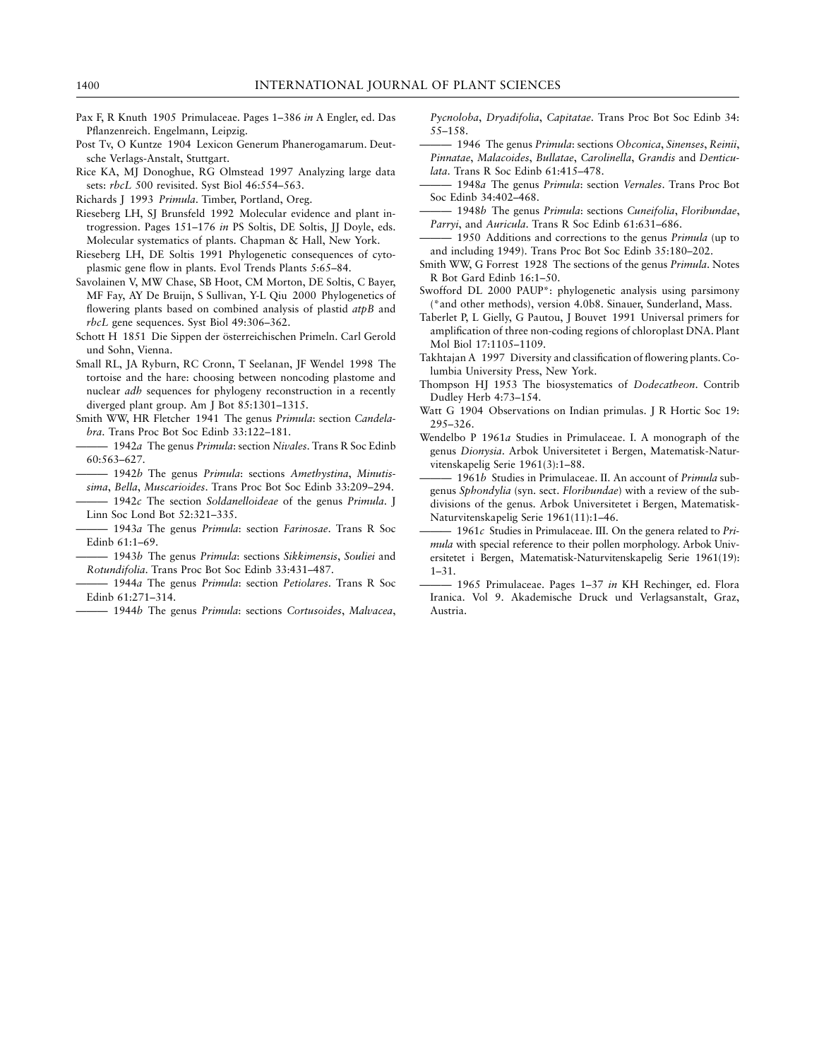Pax F, R Knuth 1905 Primulaceae. Pages 1–386 *in* A Engler, ed. Das Pflanzenreich. Engelmann, Leipzig.

Post Tv, O Kuntze 1904 Lexicon Generum Phanerogamarum. Deutsche Verlags-Anstalt, Stuttgart.

Rice KA, MJ Donoghue, RG Olmstead 1997 Analyzing large data sets: *rbcL* 500 revisited. Syst Biol 46:554–563.

Richards J 1993 *Primula*. Timber, Portland, Oreg.

Rieseberg LH, SJ Brunsfeld 1992 Molecular evidence and plant introgression. Pages 151–176 *in* PS Soltis, DE Soltis, JJ Doyle, eds. Molecular systematics of plants. Chapman & Hall, New York.

Rieseberg LH, DE Soltis 1991 Phylogenetic consequences of cytoplasmic gene flow in plants. Evol Trends Plants 5:65–84.

Savolainen V, MW Chase, SB Hoot, CM Morton, DE Soltis, C Bayer, MF Fay, AY De Bruijn, S Sullivan, Y-L Qiu 2000 Phylogenetics of flowering plants based on combined analysis of plastid *atpB* and *rbcL* gene sequences. Syst Biol 49:306–362.

Schott H 1851 Die Sippen der österreichischen Primeln. Carl Gerold und Sohn, Vienna.

Small RL, JA Ryburn, RC Cronn, T Seelanan, JF Wendel 1998 The tortoise and the hare: choosing between noncoding plastome and nuclear *adh* sequences for phylogeny reconstruction in a recently diverged plant group. Am J Bot 85:1301–1315.

Smith WW, HR Fletcher 1941 The genus *Primula*: section *Candelabra*. Trans Proc Bot Soc Edinb 33:122–181.

——— 1942*a* The genus *Primula*: section *Nivales*. Trans R Soc Edinb 60:563–627.

——— 1942*b* The genus *Primula*: sections *Amethystina*, *Minutissima*, *Bella*, *Muscarioides*. Trans Proc Bot Soc Edinb 33:209–294.

——— 1942*c* The section *Soldanelloideae* of the genus *Primula*. J Linn Soc Lond Bot 52:321–335.

——— 1943*a* The genus *Primula*: section *Farinosae*. Trans R Soc Edinb 61:1–69.

——— 1943*b* The genus *Primula*: sections *Sikkimensis*, *Souliei* and *Rotundifolia*. Trans Proc Bot Soc Edinb 33:431–487.

——— 1944*a* The genus *Primula*: section *Petiolares*. Trans R Soc Edinb 61:271–314.

——— 1944*b* The genus *Primula*: sections *Cortusoides*, *Malvacea*, *Pycnoloba*, *Dryadifolia*, *Capitatae*. Trans Proc Bot Soc Edinb 34: 55–158.

——— 1946 The genus *Primula*: sections *Obconica*, *Sinenses*, *Reinii*, *Pinnatae*, *Malacoides*, *Bullatae*, *Carolinella*, *Grandis* and *Denticulata*. Trans R Soc Edinb 61:415–478.

——— 1948*a* The genus *Primula*: section *Vernales*. Trans Proc Bot Soc Edinb 34:402–468.

——— 1948*b* The genus *Primula*: sections *Cuneifolia*, *Floribundae*, *Parryi*, and *Auricula*. Trans R Soc Edinb 61:631–686.

——— 1950 Additions and corrections to the genus *Primula* (up to and including 1949). Trans Proc Bot Soc Edinb 35:180–202.

Smith WW, G Forrest 1928 The sections of the genus *Primula*. Notes R Bot Gard Edinb 16:1–50.

Swofford DL 2000 PAUP*: phylogenetic analysis using parsimony (*and other methods), version 4.0b8. Sinauer, Sunderland, Mass.

Taberlet P, L Gielly, G Pautou, J Bouvet 1991 Universal primers for amplification of three non-coding regions of chloroplast DNA. Plant Mol Biol 17:1105–1109.

Takhtajan A 1997 Diversity and classification of flowering plants. Columbia University Press, New York.

Thompson HJ 1953 The biosystematics of *Dodecatheon*. Contrib Dudley Herb 4:73–154.

Watt G 1904 Observations on Indian primulas. J R Hortic Soc 19: 295–326.

Wendelbo P 1961*a* Studies in Primulaceae. I. A monograph of the genus *Dionysia*. Arbok Universitetet i Bergen, Matematisk-Naturvitenskapelig Serie 1961(3):1–88.

——— 1961*b* Studies in Primulaceae. II. An account of *Primula* subgenus *Sphondylia* (syn. sect. *Floribundae*) with a review of the subdivisions of the genus. Arbok Universitetet i Bergen, Matematisk-Naturvitenskapelig Serie 1961(11):1–46.

——— 1961*c* Studies in Primulaceae. III. On the genera related to *Primula* with special reference to their pollen morphology. Arbok Universitetet i Bergen, Matematisk-Naturvitenskapelig Serie 1961(19): 1–31.

——— 1965 Primulaceae. Pages 1–37 *in* KH Rechinger, ed. Flora Iranica. Vol 9. Akademische Druck und Verlagsanstalt, Graz, Austria.